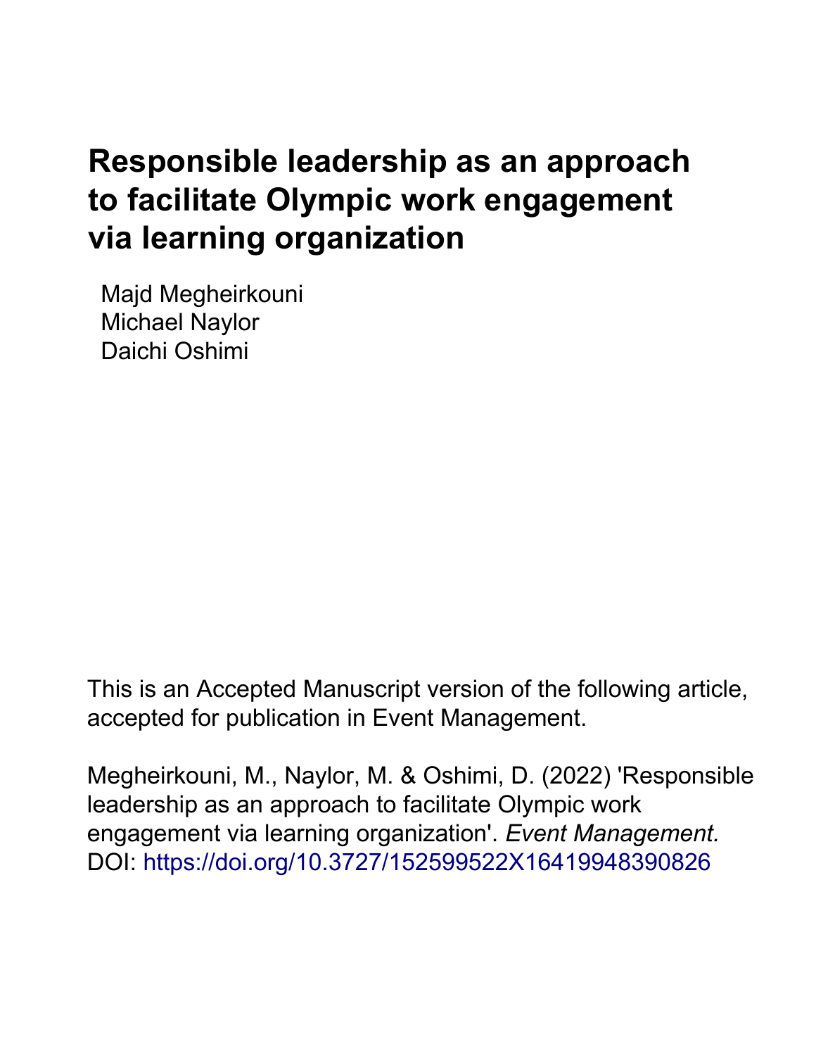# Responsible leadership as an approach to facilitate Olympic work engagement via learning organization

Majd Megheirkouni
Michael Naylor
Daichi Oshimi

This is an Accepted Manuscript version of the following article, accepted for publication in Event Management.

Megheirkouni, M., Naylor, M. & Oshimi, D. (2022) 'Responsible leadership as an approach to facilitate Olympic work engagement via learning organization'. *Event Management.* DOI: https://doi.org/10.3727/152599522X16419948390826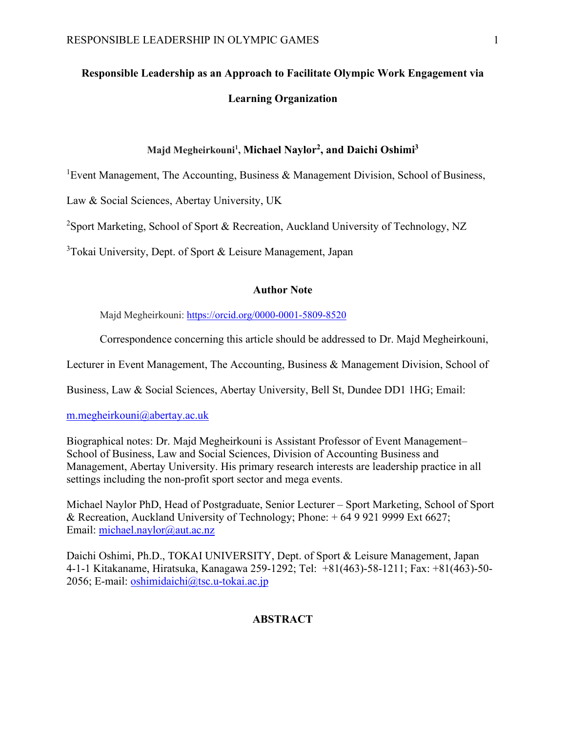# Responsible Leadership as an Approach to Facilitate Olympic Work Engagement via Learning Organization

**Majd Megheirkouni[1], Michael Naylor[2], and Daichi Oshimi[3]**

[1]Event Management, The Accounting, Business & Management Division, School of Business, Law & Social Sciences, Abertay University, UK

[2]Sport Marketing, School of Sport & Recreation, Auckland University of Technology, NZ

[3]Tokai University, Dept. of Sport & Leisure Management, Japan

## Author Note

Majd Megheirkouni: https://orcid.org/0000-0001-5809-8520

Correspondence concerning this article should be addressed to Dr. Majd Megheirkouni, Lecturer in Event Management, The Accounting, Business & Management Division, School of Business, Law & Social Sciences, Abertay University, Bell St, Dundee DD1 1HG; Email: m.megheirkouni@abertay.ac.uk

Biographical notes: Dr. Majd Megheirkouni is Assistant Professor of Event Management– School of Business, Law and Social Sciences, Division of Accounting Business and Management, Abertay University. His primary research interests are leadership practice in all settings including the non-profit sport sector and mega events.

Michael Naylor PhD, Head of Postgraduate, Senior Lecturer – Sport Marketing, School of Sport & Recreation, Auckland University of Technology; Phone: + 64 9 921 9999 Ext 6627; Email: michael.naylor@aut.ac.nz

Daichi Oshimi, Ph.D., TOKAI UNIVERSITY, Dept. of Sport & Leisure Management, Japan 4-1-1 Kitakaname, Hiratsuka, Kanagawa 259-1292; Tel: +81(463)-58-1211; Fax: +81(463)-50-2056; E-mail: oshimidaichi@tsc.u-tokai.ac.jp

## ABSTRACT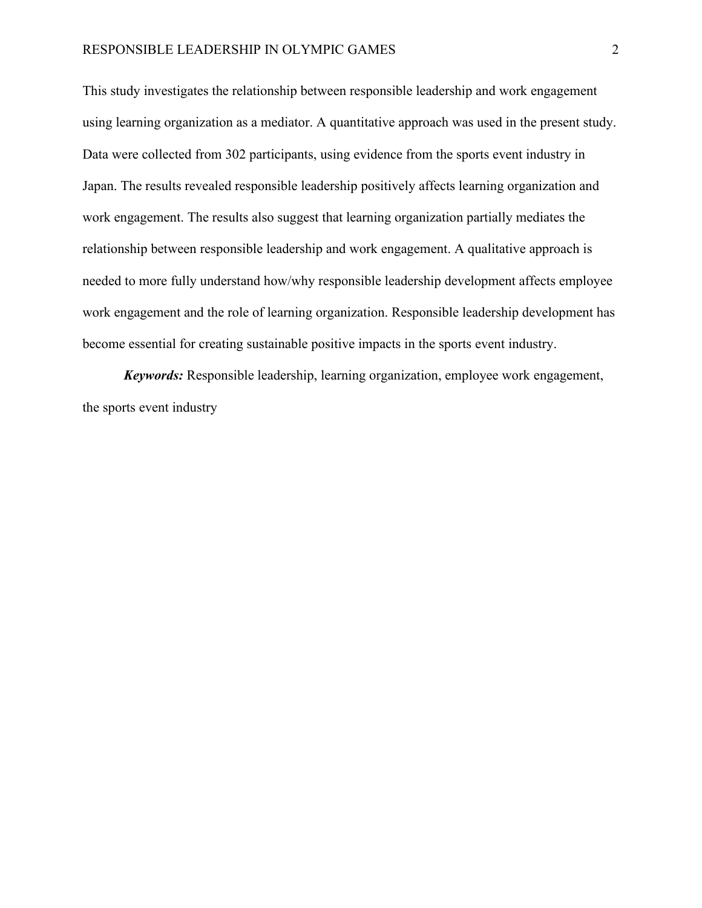This study investigates the relationship between responsible leadership and work engagement using learning organization as a mediator. A quantitative approach was used in the present study. Data were collected from 302 participants, using evidence from the sports event industry in Japan. The results revealed responsible leadership positively affects learning organization and work engagement. The results also suggest that learning organization partially mediates the relationship between responsible leadership and work engagement. A qualitative approach is needed to more fully understand how/why responsible leadership development affects employee work engagement and the role of learning organization. Responsible leadership development has become essential for creating sustainable positive impacts in the sports event industry.

***Keywords:*** Responsible leadership, learning organization, employee work engagement, the sports event industry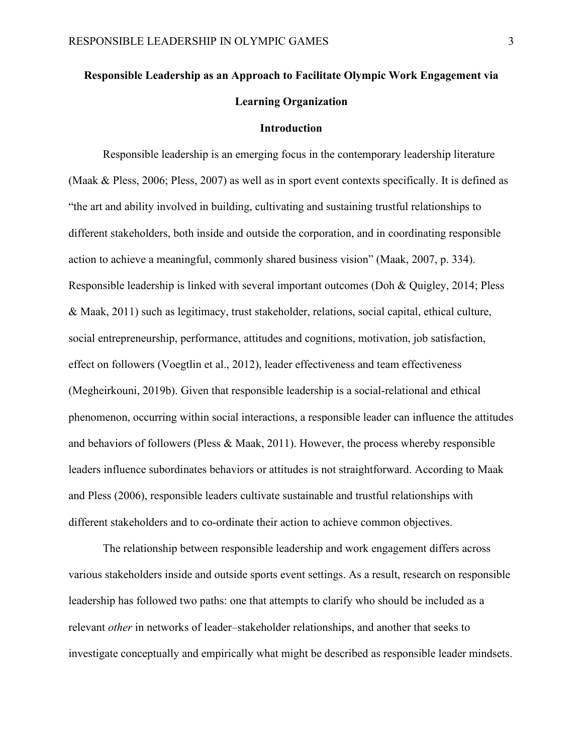**Responsible Leadership as an Approach to Facilitate Olympic Work Engagement via Learning Organization**

**Introduction**

Responsible leadership is an emerging focus in the contemporary leadership literature (Maak & Pless, 2006; Pless, 2007) as well as in sport event contexts specifically. It is defined as "the art and ability involved in building, cultivating and sustaining trustful relationships to different stakeholders, both inside and outside the corporation, and in coordinating responsible action to achieve a meaningful, commonly shared business vision" (Maak, 2007, p. 334). Responsible leadership is linked with several important outcomes (Doh & Quigley, 2014; Pless & Maak, 2011) such as legitimacy, trust stakeholder, relations, social capital, ethical culture, social entrepreneurship, performance, attitudes and cognitions, motivation, job satisfaction, effect on followers (Voegtlin et al., 2012), leader effectiveness and team effectiveness (Megheirkouni, 2019b). Given that responsible leadership is a social-relational and ethical phenomenon, occurring within social interactions, a responsible leader can influence the attitudes and behaviors of followers (Pless & Maak, 2011). However, the process whereby responsible leaders influence subordinates behaviors or attitudes is not straightforward. According to Maak and Pless (2006), responsible leaders cultivate sustainable and trustful relationships with different stakeholders and to co-ordinate their action to achieve common objectives.

The relationship between responsible leadership and work engagement differs across various stakeholders inside and outside sports event settings. As a result, research on responsible leadership has followed two paths: one that attempts to clarify who should be included as a relevant *other* in networks of leader–stakeholder relationships, and another that seeks to investigate conceptually and empirically what might be described as responsible leader mindsets.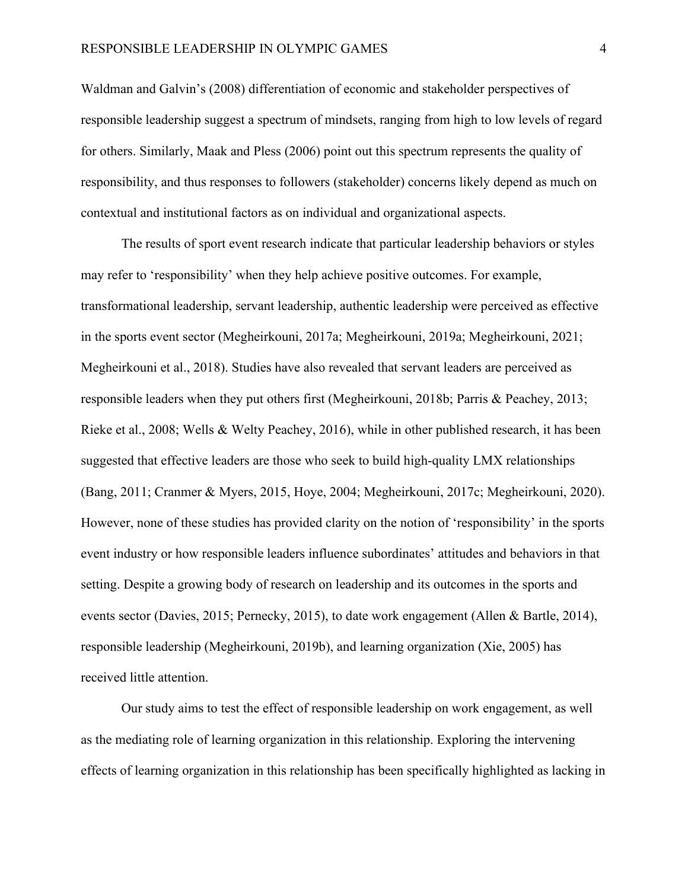Waldman and Galvin's (2008) differentiation of economic and stakeholder perspectives of responsible leadership suggest a spectrum of mindsets, ranging from high to low levels of regard for others. Similarly, Maak and Pless (2006) point out this spectrum represents the quality of responsibility, and thus responses to followers (stakeholder) concerns likely depend as much on contextual and institutional factors as on individual and organizational aspects.

The results of sport event research indicate that particular leadership behaviors or styles may refer to 'responsibility' when they help achieve positive outcomes. For example, transformational leadership, servant leadership, authentic leadership were perceived as effective in the sports event sector (Megheirkouni, 2017a; Megheirkouni, 2019a; Megheirkouni, 2021; Megheirkouni et al., 2018). Studies have also revealed that servant leaders are perceived as responsible leaders when they put others first (Megheirkouni, 2018b; Parris & Peachey, 2013; Rieke et al., 2008; Wells & Welty Peachey, 2016), while in other published research, it has been suggested that effective leaders are those who seek to build high-quality LMX relationships (Bang, 2011; Cranmer & Myers, 2015, Hoye, 2004; Megheirkouni, 2017c; Megheirkouni, 2020). However, none of these studies has provided clarity on the notion of 'responsibility' in the sports event industry or how responsible leaders influence subordinates' attitudes and behaviors in that setting. Despite a growing body of research on leadership and its outcomes in the sports and events sector (Davies, 2015; Pernecky, 2015), to date work engagement (Allen & Bartle, 2014), responsible leadership (Megheirkouni, 2019b), and learning organization (Xie, 2005) has received little attention.

Our study aims to test the effect of responsible leadership on work engagement, as well as the mediating role of learning organization in this relationship. Exploring the intervening effects of learning organization in this relationship has been specifically highlighted as lacking in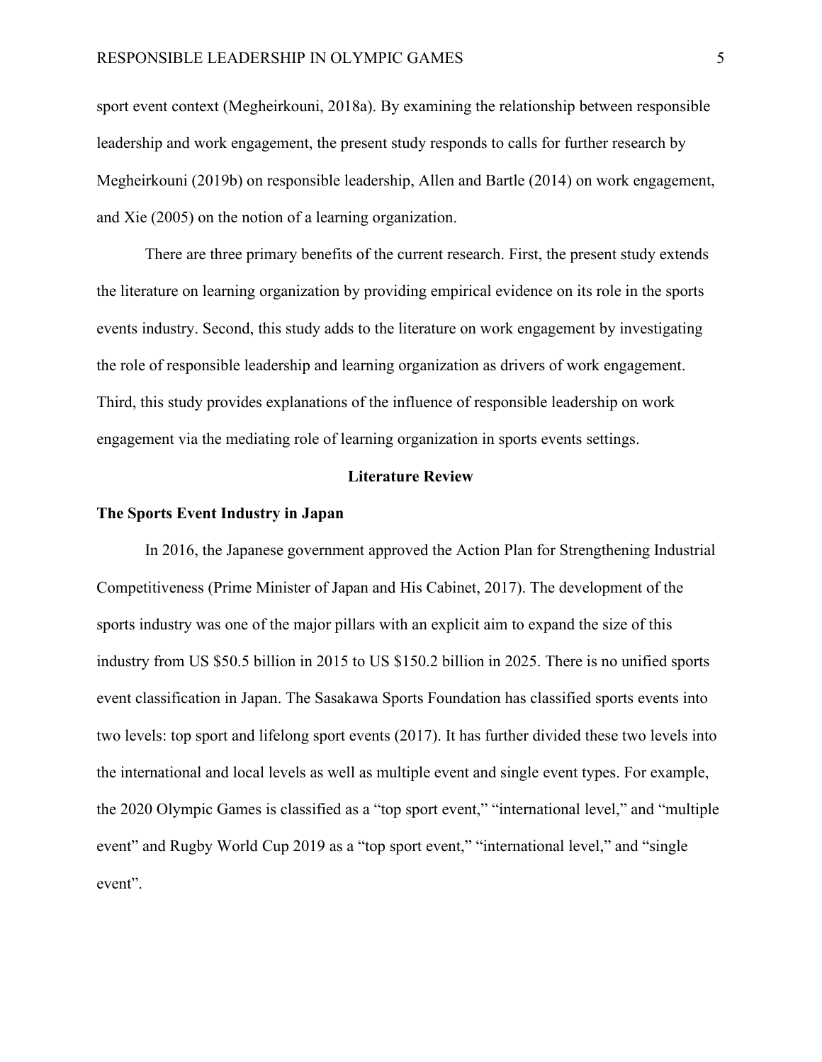sport event context (Megheirkouni, 2018a). By examining the relationship between responsible leadership and work engagement, the present study responds to calls for further research by Megheirkouni (2019b) on responsible leadership, Allen and Bartle (2014) on work engagement, and Xie (2005) on the notion of a learning organization.

There are three primary benefits of the current research. First, the present study extends the literature on learning organization by providing empirical evidence on its role in the sports events industry. Second, this study adds to the literature on work engagement by investigating the role of responsible leadership and learning organization as drivers of work engagement. Third, this study provides explanations of the influence of responsible leadership on work engagement via the mediating role of learning organization in sports events settings.

## Literature Review

### The Sports Event Industry in Japan

In 2016, the Japanese government approved the Action Plan for Strengthening Industrial Competitiveness (Prime Minister of Japan and His Cabinet, 2017). The development of the sports industry was one of the major pillars with an explicit aim to expand the size of this industry from US $50.5 billion in 2015 to US $150.2 billion in 2025. There is no unified sports event classification in Japan. The Sasakawa Sports Foundation has classified sports events into two levels: top sport and lifelong sport events (2017). It has further divided these two levels into the international and local levels as well as multiple event and single event types. For example, the 2020 Olympic Games is classified as a "top sport event," "international level," and "multiple event" and Rugby World Cup 2019 as a "top sport event," "international level," and "single event".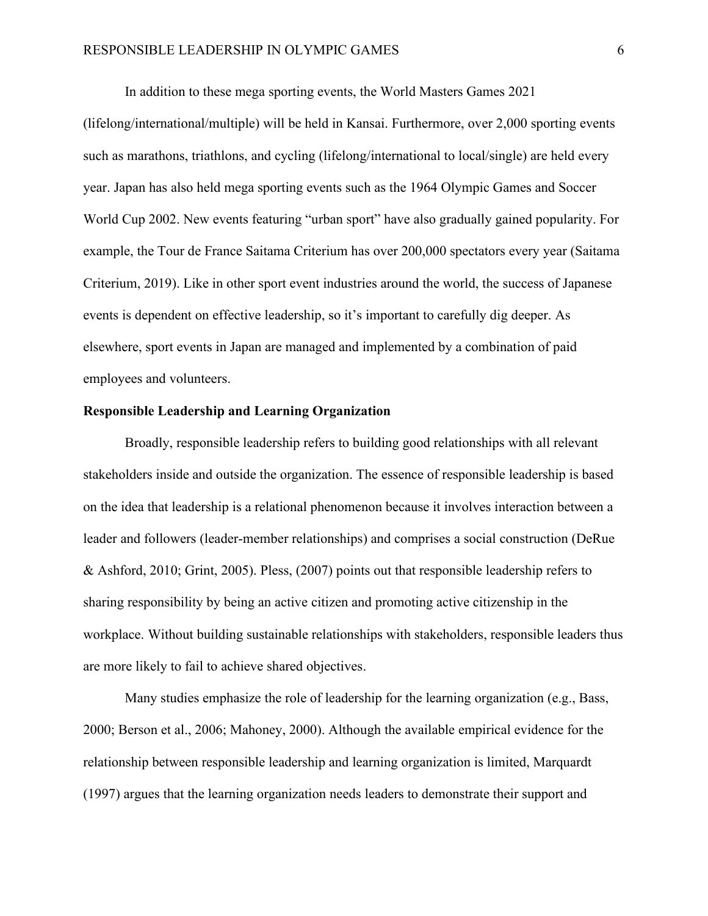In addition to these mega sporting events, the World Masters Games 2021 (lifelong/international/multiple) will be held in Kansai. Furthermore, over 2,000 sporting events such as marathons, triathlons, and cycling (lifelong/international to local/single) are held every year. Japan has also held mega sporting events such as the 1964 Olympic Games and Soccer World Cup 2002. New events featuring "urban sport" have also gradually gained popularity. For example, the Tour de France Saitama Criterium has over 200,000 spectators every year (Saitama Criterium, 2019). Like in other sport event industries around the world, the success of Japanese events is dependent on effective leadership, so it's important to carefully dig deeper. As elsewhere, sport events in Japan are managed and implemented by a combination of paid employees and volunteers.

**Responsible Leadership and Learning Organization**

Broadly, responsible leadership refers to building good relationships with all relevant stakeholders inside and outside the organization. The essence of responsible leadership is based on the idea that leadership is a relational phenomenon because it involves interaction between a leader and followers (leader-member relationships) and comprises a social construction (DeRue & Ashford, 2010; Grint, 2005). Pless, (2007) points out that responsible leadership refers to sharing responsibility by being an active citizen and promoting active citizenship in the workplace. Without building sustainable relationships with stakeholders, responsible leaders thus are more likely to fail to achieve shared objectives.

Many studies emphasize the role of leadership for the learning organization (e.g., Bass, 2000; Berson et al., 2006; Mahoney, 2000). Although the available empirical evidence for the relationship between responsible leadership and learning organization is limited, Marquardt (1997) argues that the learning organization needs leaders to demonstrate their support and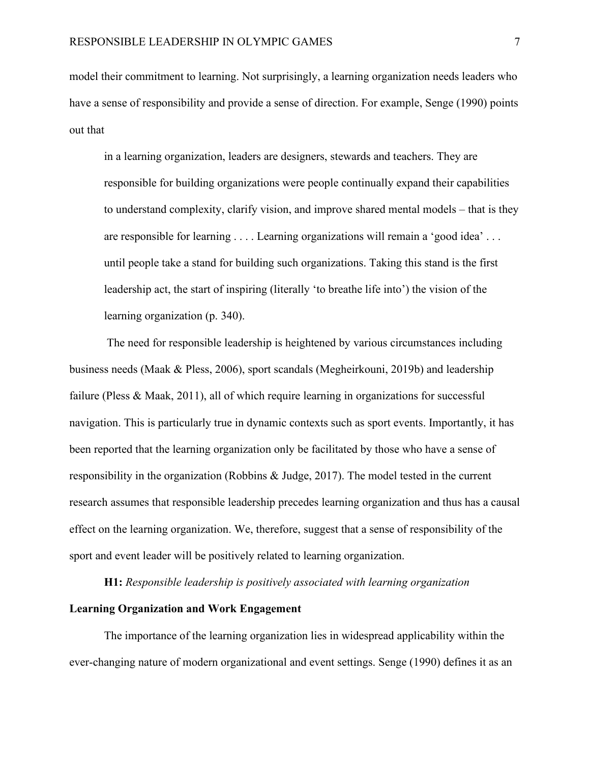model their commitment to learning. Not surprisingly, a learning organization needs leaders who have a sense of responsibility and provide a sense of direction. For example, Senge (1990) points out that

> in a learning organization, leaders are designers, stewards and teachers. They are responsible for building organizations were people continually expand their capabilities to understand complexity, clarify vision, and improve shared mental models – that is they are responsible for learning . . . . Learning organizations will remain a 'good idea' . . . until people take a stand for building such organizations. Taking this stand is the first leadership act, the start of inspiring (literally 'to breathe life into') the vision of the learning organization (p. 340).

The need for responsible leadership is heightened by various circumstances including business needs (Maak & Pless, 2006), sport scandals (Megheirkouni, 2019b) and leadership failure (Pless & Maak, 2011), all of which require learning in organizations for successful navigation. This is particularly true in dynamic contexts such as sport events. Importantly, it has been reported that the learning organization only be facilitated by those who have a sense of responsibility in the organization (Robbins & Judge, 2017). The model tested in the current research assumes that responsible leadership precedes learning organization and thus has a causal effect on the learning organization. We, therefore, suggest that a sense of responsibility of the sport and event leader will be positively related to learning organization.

**H1:** *Responsible leadership is positively associated with learning organization*

### Learning Organization and Work Engagement

The importance of the learning organization lies in widespread applicability within the ever-changing nature of modern organizational and event settings. Senge (1990) defines it as an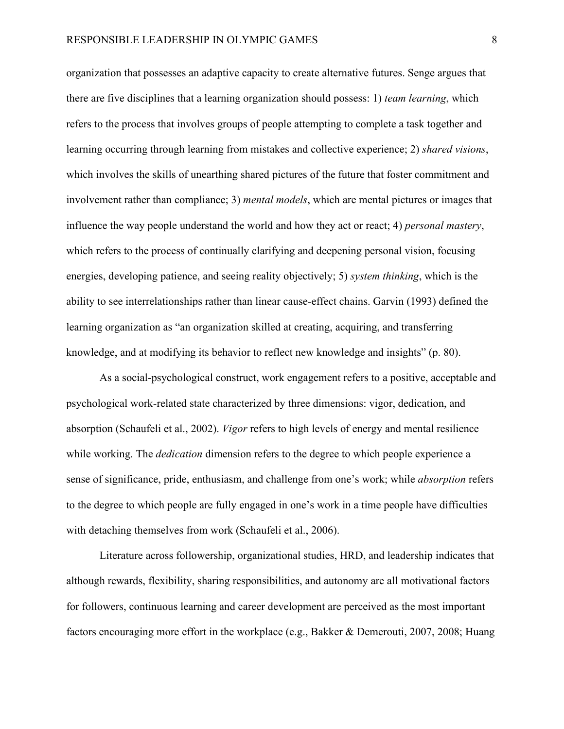organization that possesses an adaptive capacity to create alternative futures. Senge argues that there are five disciplines that a learning organization should possess: 1) *team learning*, which refers to the process that involves groups of people attempting to complete a task together and learning occurring through learning from mistakes and collective experience; 2) *shared visions*, which involves the skills of unearthing shared pictures of the future that foster commitment and involvement rather than compliance; 3) *mental models*, which are mental pictures or images that influence the way people understand the world and how they act or react; 4) *personal mastery*, which refers to the process of continually clarifying and deepening personal vision, focusing energies, developing patience, and seeing reality objectively; 5) *system thinking*, which is the ability to see interrelationships rather than linear cause-effect chains. Garvin (1993) defined the learning organization as "an organization skilled at creating, acquiring, and transferring knowledge, and at modifying its behavior to reflect new knowledge and insights" (p. 80).

As a social-psychological construct, work engagement refers to a positive, acceptable and psychological work-related state characterized by three dimensions: vigor, dedication, and absorption (Schaufeli et al., 2002). *Vigor* refers to high levels of energy and mental resilience while working. The *dedication* dimension refers to the degree to which people experience a sense of significance, pride, enthusiasm, and challenge from one's work; while *absorption* refers to the degree to which people are fully engaged in one's work in a time people have difficulties with detaching themselves from work (Schaufeli et al., 2006).

Literature across followership, organizational studies, HRD, and leadership indicates that although rewards, flexibility, sharing responsibilities, and autonomy are all motivational factors for followers, continuous learning and career development are perceived as the most important factors encouraging more effort in the workplace (e.g., Bakker & Demerouti, 2007, 2008; Huang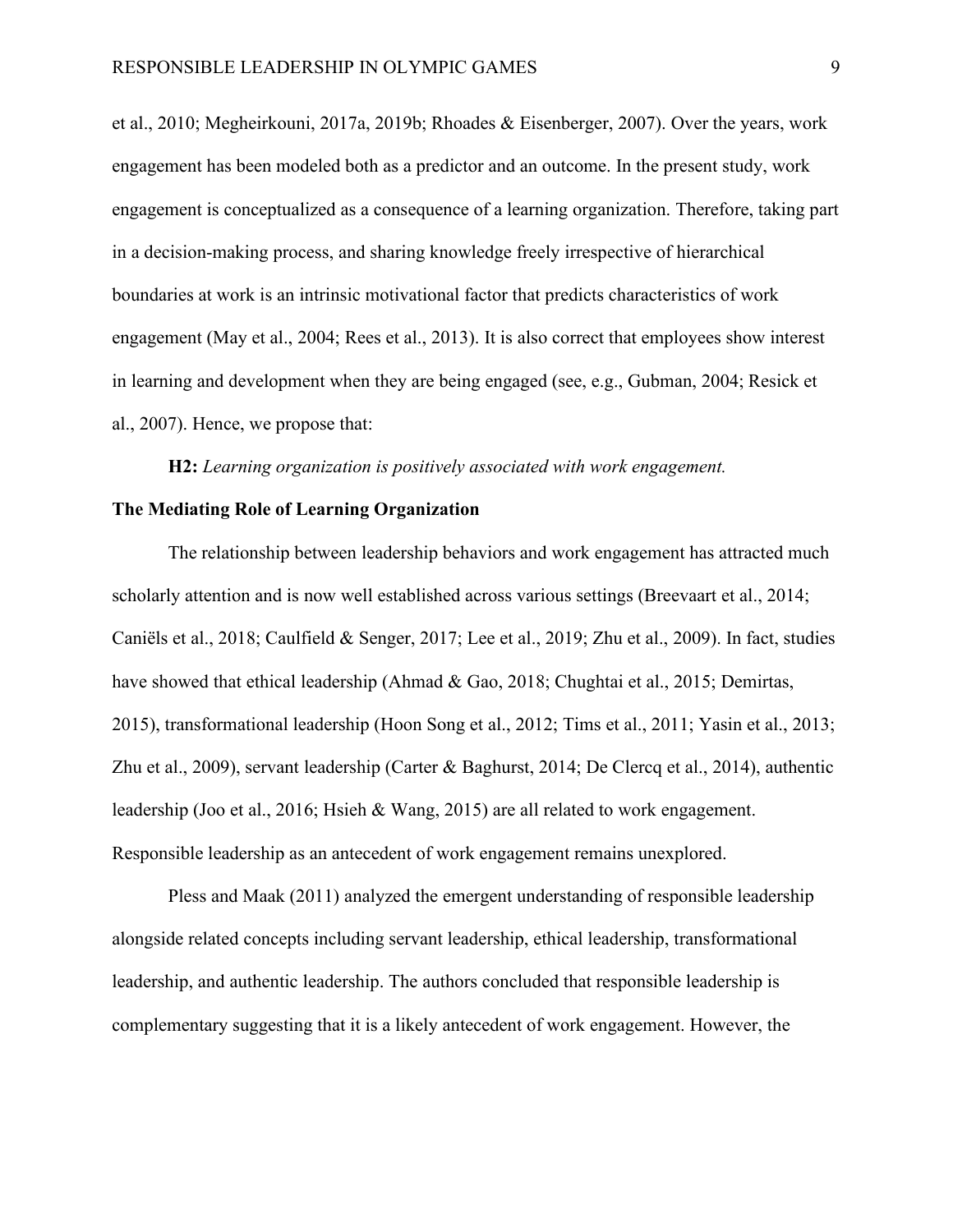et al., 2010; Megheirkouni, 2017a, 2019b; Rhoades & Eisenberger, 2007). Over the years, work engagement has been modeled both as a predictor and an outcome. In the present study, work engagement is conceptualized as a consequence of a learning organization. Therefore, taking part in a decision-making process, and sharing knowledge freely irrespective of hierarchical boundaries at work is an intrinsic motivational factor that predicts characteristics of work engagement (May et al., 2004; Rees et al., 2013). It is also correct that employees show interest in learning and development when they are being engaged (see, e.g., Gubman, 2004; Resick et al., 2007). Hence, we propose that:

**H2:** *Learning organization is positively associated with work engagement.*

### The Mediating Role of Learning Organization

The relationship between leadership behaviors and work engagement has attracted much scholarly attention and is now well established across various settings (Breevaart et al., 2014; Caniëls et al., 2018; Caulfield & Senger, 2017; Lee et al., 2019; Zhu et al., 2009). In fact, studies have showed that ethical leadership (Ahmad & Gao, 2018; Chughtai et al., 2015; Demirtas, 2015), transformational leadership (Hoon Song et al., 2012; Tims et al., 2011; Yasin et al., 2013; Zhu et al., 2009), servant leadership (Carter & Baghurst, 2014; De Clercq et al., 2014), authentic leadership (Joo et al., 2016; Hsieh & Wang, 2015) are all related to work engagement. Responsible leadership as an antecedent of work engagement remains unexplored.

Pless and Maak (2011) analyzed the emergent understanding of responsible leadership alongside related concepts including servant leadership, ethical leadership, transformational leadership, and authentic leadership. The authors concluded that responsible leadership is complementary suggesting that it is a likely antecedent of work engagement. However, the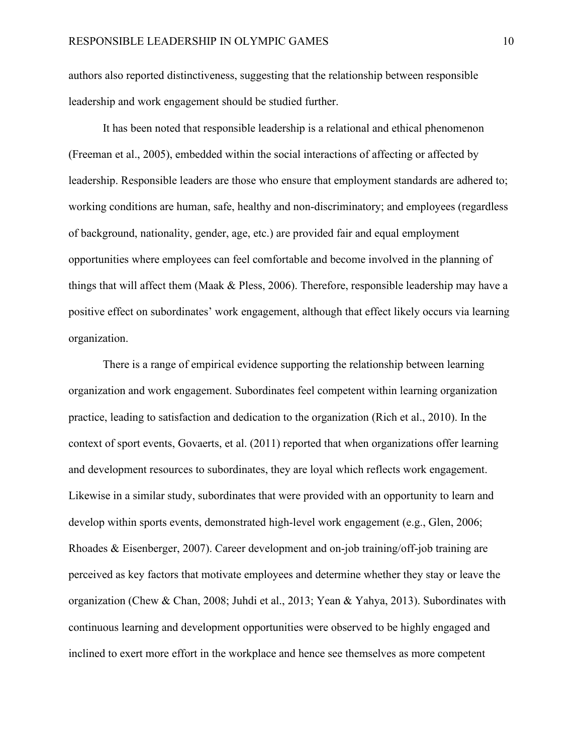authors also reported distinctiveness, suggesting that the relationship between responsible leadership and work engagement should be studied further.

It has been noted that responsible leadership is a relational and ethical phenomenon (Freeman et al., 2005), embedded within the social interactions of affecting or affected by leadership. Responsible leaders are those who ensure that employment standards are adhered to; working conditions are human, safe, healthy and non-discriminatory; and employees (regardless of background, nationality, gender, age, etc.) are provided fair and equal employment opportunities where employees can feel comfortable and become involved in the planning of things that will affect them (Maak & Pless, 2006). Therefore, responsible leadership may have a positive effect on subordinates' work engagement, although that effect likely occurs via learning organization.

There is a range of empirical evidence supporting the relationship between learning organization and work engagement. Subordinates feel competent within learning organization practice, leading to satisfaction and dedication to the organization (Rich et al., 2010). In the context of sport events, Govaerts, et al. (2011) reported that when organizations offer learning and development resources to subordinates, they are loyal which reflects work engagement. Likewise in a similar study, subordinates that were provided with an opportunity to learn and develop within sports events, demonstrated high-level work engagement (e.g., Glen, 2006; Rhoades & Eisenberger, 2007). Career development and on-job training/off-job training are perceived as key factors that motivate employees and determine whether they stay or leave the organization (Chew & Chan, 2008; Juhdi et al., 2013; Yean & Yahya, 2013). Subordinates with continuous learning and development opportunities were observed to be highly engaged and inclined to exert more effort in the workplace and hence see themselves as more competent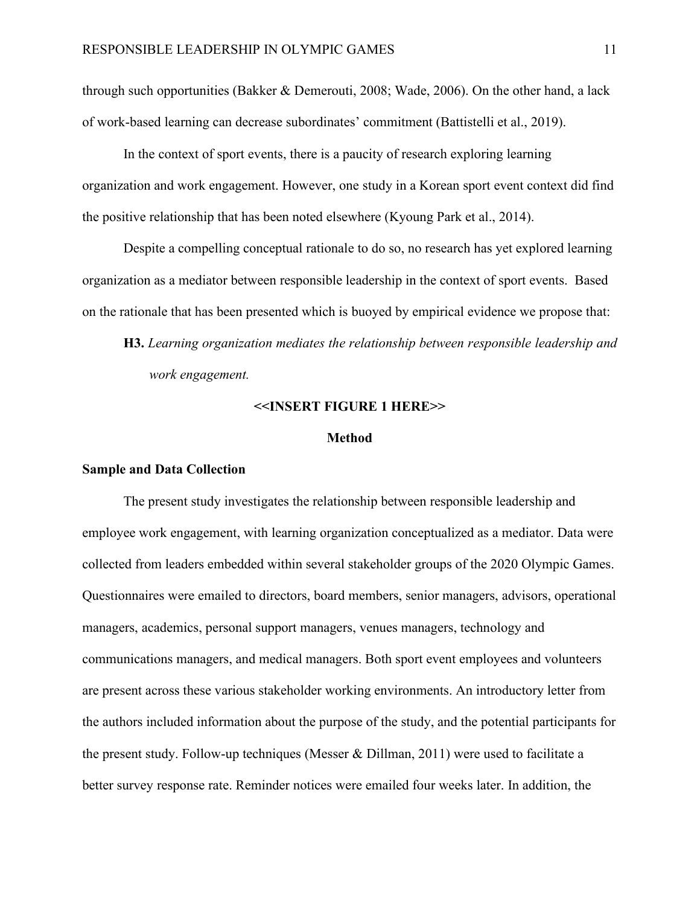through such opportunities (Bakker & Demerouti, 2008; Wade, 2006). On the other hand, a lack of work-based learning can decrease subordinates' commitment (Battistelli et al., 2019).

In the context of sport events, there is a paucity of research exploring learning organization and work engagement. However, one study in a Korean sport event context did find the positive relationship that has been noted elsewhere (Kyoung Park et al., 2014).

Despite a compelling conceptual rationale to do so, no research has yet explored learning organization as a mediator between responsible leadership in the context of sport events. Based on the rationale that has been presented which is buoyed by empirical evidence we propose that:

**H3.** *Learning organization mediates the relationship between responsible leadership and work engagement.*

**<<INSERT FIGURE 1 HERE>>**

## Method

### Sample and Data Collection

The present study investigates the relationship between responsible leadership and employee work engagement, with learning organization conceptualized as a mediator. Data were collected from leaders embedded within several stakeholder groups of the 2020 Olympic Games. Questionnaires were emailed to directors, board members, senior managers, advisors, operational managers, academics, personal support managers, venues managers, technology and communications managers, and medical managers. Both sport event employees and volunteers are present across these various stakeholder working environments. An introductory letter from the authors included information about the purpose of the study, and the potential participants for the present study. Follow-up techniques (Messer & Dillman, 2011) were used to facilitate a better survey response rate. Reminder notices were emailed four weeks later. In addition, the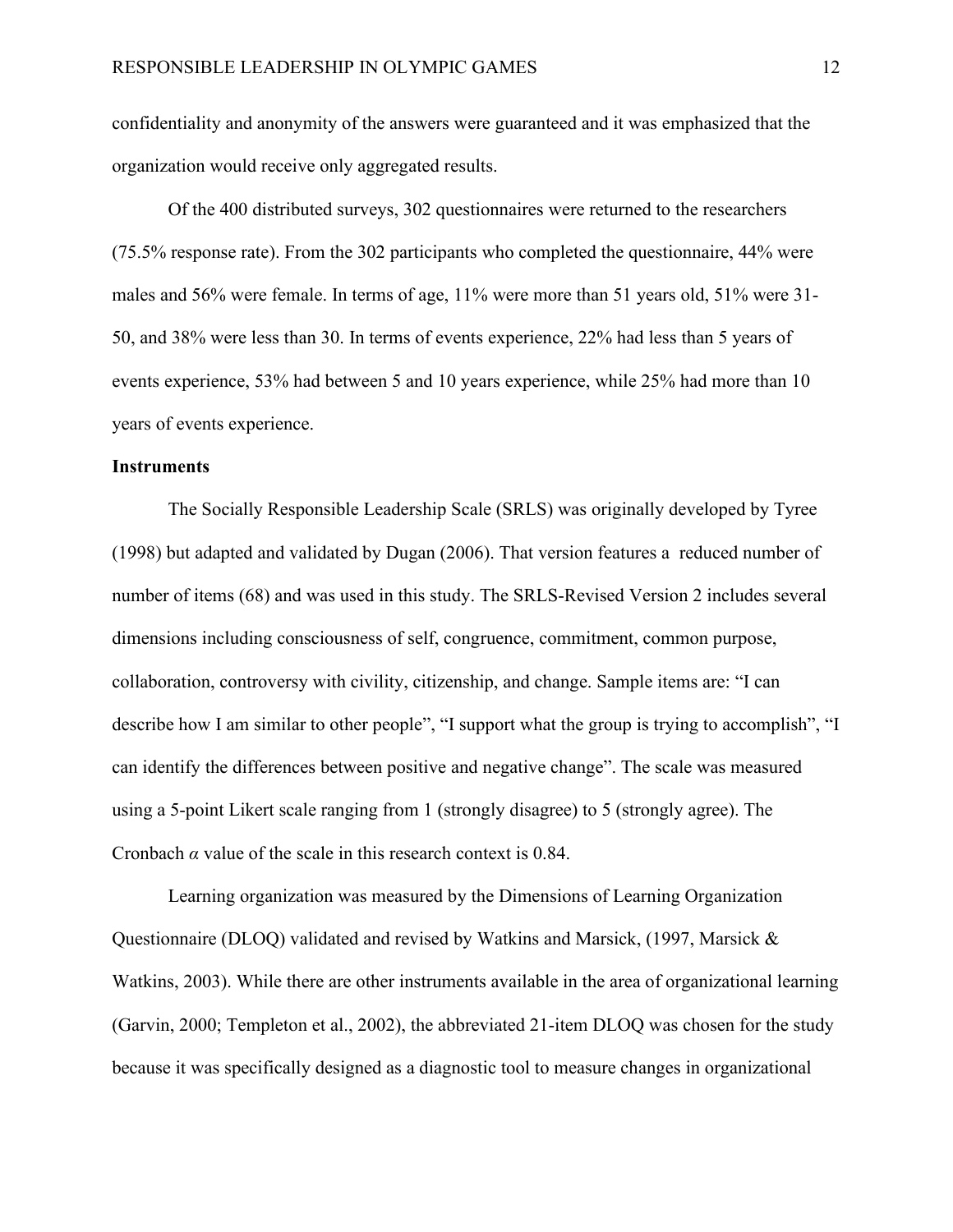confidentiality and anonymity of the answers were guaranteed and it was emphasized that the organization would receive only aggregated results.

Of the 400 distributed surveys, 302 questionnaires were returned to the researchers (75.5% response rate). From the 302 participants who completed the questionnaire, 44% were males and 56% were female. In terms of age, 11% were more than 51 years old, 51% were 31-50, and 38% were less than 30. In terms of events experience, 22% had less than 5 years of events experience, 53% had between 5 and 10 years experience, while 25% had more than 10 years of events experience.

**Instruments**

The Socially Responsible Leadership Scale (SRLS) was originally developed by Tyree (1998) but adapted and validated by Dugan (2006). That version features a reduced number of number of items (68) and was used in this study. The SRLS-Revised Version 2 includes several dimensions including consciousness of self, congruence, commitment, common purpose, collaboration, controversy with civility, citizenship, and change. Sample items are: "I can describe how I am similar to other people", "I support what the group is trying to accomplish", "I can identify the differences between positive and negative change". The scale was measured using a 5-point Likert scale ranging from 1 (strongly disagree) to 5 (strongly agree). The Cronbach $\alpha$ value of the scale in this research context is 0.84.

Learning organization was measured by the Dimensions of Learning Organization Questionnaire (DLOQ) validated and revised by Watkins and Marsick, (1997, Marsick & Watkins, 2003). While there are other instruments available in the area of organizational learning (Garvin, 2000; Templeton et al., 2002), the abbreviated 21-item DLOQ was chosen for the study because it was specifically designed as a diagnostic tool to measure changes in organizational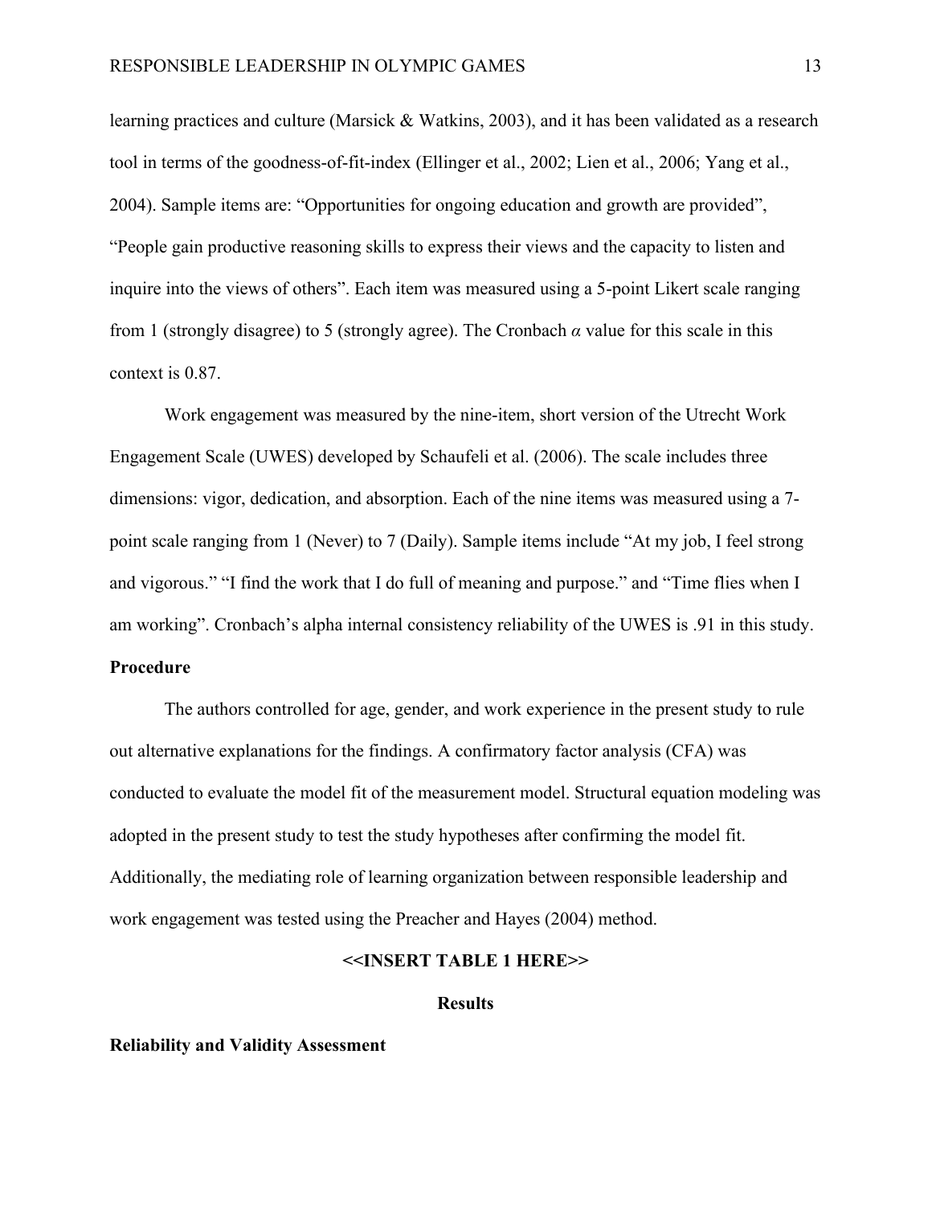learning practices and culture (Marsick & Watkins, 2003), and it has been validated as a research tool in terms of the goodness-of-fit-index (Ellinger et al., 2002; Lien et al., 2006; Yang et al., 2004). Sample items are: "Opportunities for ongoing education and growth are provided", "People gain productive reasoning skills to express their views and the capacity to listen and inquire into the views of others". Each item was measured using a 5-point Likert scale ranging from 1 (strongly disagree) to 5 (strongly agree). The Cronbach $\alpha$ value for this scale in this context is 0.87.

Work engagement was measured by the nine-item, short version of the Utrecht Work Engagement Scale (UWES) developed by Schaufeli et al. (2006). The scale includes three dimensions: vigor, dedication, and absorption. Each of the nine items was measured using a 7-point scale ranging from 1 (Never) to 7 (Daily). Sample items include "At my job, I feel strong and vigorous." "I find the work that I do full of meaning and purpose." and "Time flies when I am working". Cronbach's alpha internal consistency reliability of the UWES is .91 in this study.

### Procedure

The authors controlled for age, gender, and work experience in the present study to rule out alternative explanations for the findings. A confirmatory factor analysis (CFA) was conducted to evaluate the model fit of the measurement model. Structural equation modeling was adopted in the present study to test the study hypotheses after confirming the model fit. Additionally, the mediating role of learning organization between responsible leadership and work engagement was tested using the Preacher and Hayes (2004) method.

**<<INSERT TABLE 1 HERE>>**

## Results

### Reliability and Validity Assessment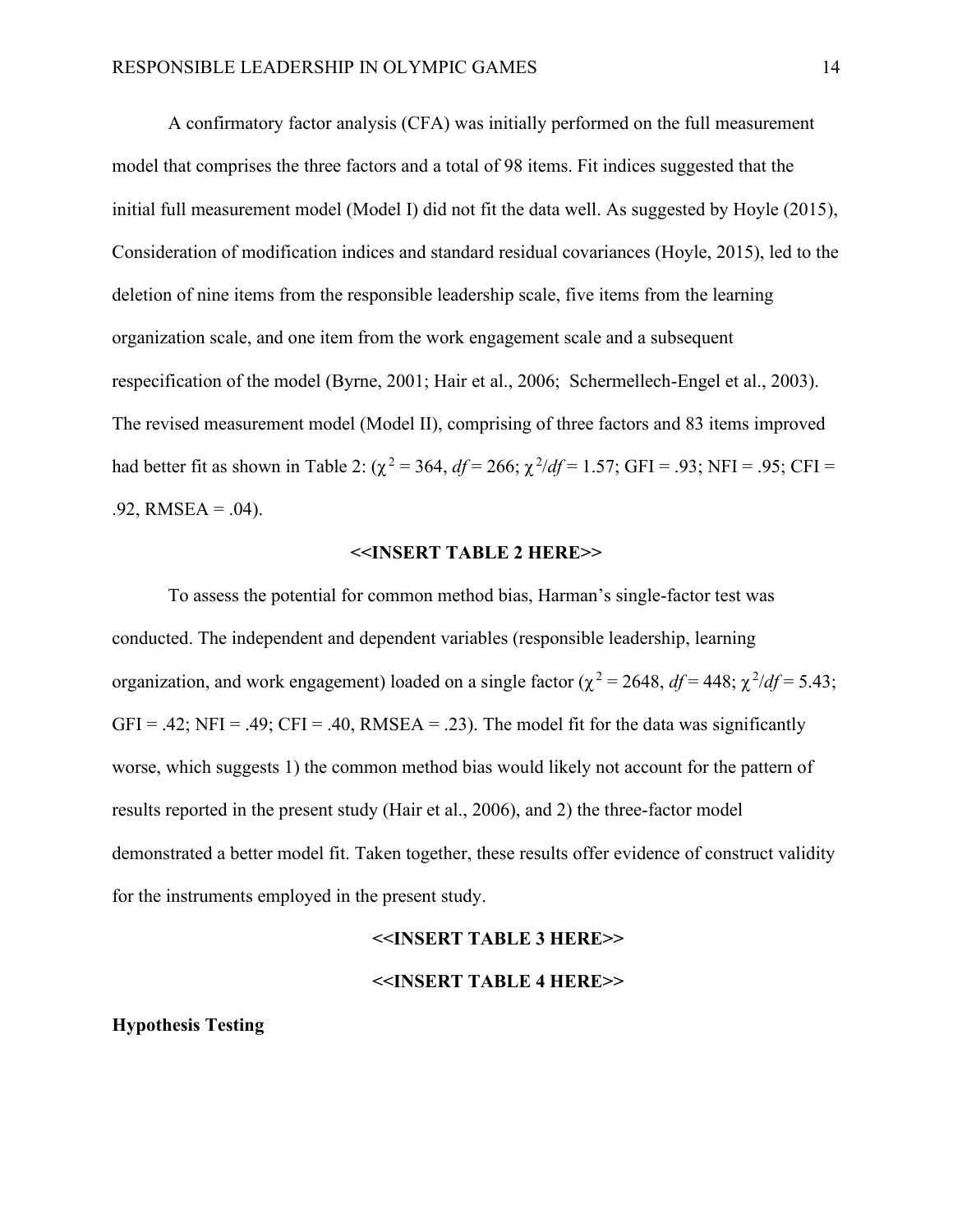A confirmatory factor analysis (CFA) was initially performed on the full measurement model that comprises the three factors and a total of 98 items. Fit indices suggested that the initial full measurement model (Model I) did not fit the data well. As suggested by Hoyle (2015), Consideration of modification indices and standard residual covariances (Hoyle, 2015), led to the deletion of nine items from the responsible leadership scale, five items from the learning organization scale, and one item from the work engagement scale and a subsequent respecification of the model (Byrne, 2001; Hair et al., 2006; Schermellech-Engel et al., 2003). The revised measurement model (Model II), comprising of three factors and 83 items improved had better fit as shown in Table 2: ($\chi^2$ = 364, *df* = 266; $\chi^2/df$ = 1.57; GFI = .93; NFI = .95; CFI = .92, RMSEA = .04).

**<<INSERT TABLE 2 HERE>>**

To assess the potential for common method bias, Harman's single-factor test was conducted. The independent and dependent variables (responsible leadership, learning organization, and work engagement) loaded on a single factor ($\chi^2$ = 2648, *df* = 448; $\chi^2/df$ = 5.43; GFI = .42; NFI = .49; CFI = .40, RMSEA = .23). The model fit for the data was significantly worse, which suggests 1) the common method bias would likely not account for the pattern of results reported in the present study (Hair et al., 2006), and 2) the three-factor model demonstrated a better model fit. Taken together, these results offer evidence of construct validity for the instruments employed in the present study.

**<<INSERT TABLE 3 HERE>>**

**<<INSERT TABLE 4 HERE>>**

**Hypothesis Testing**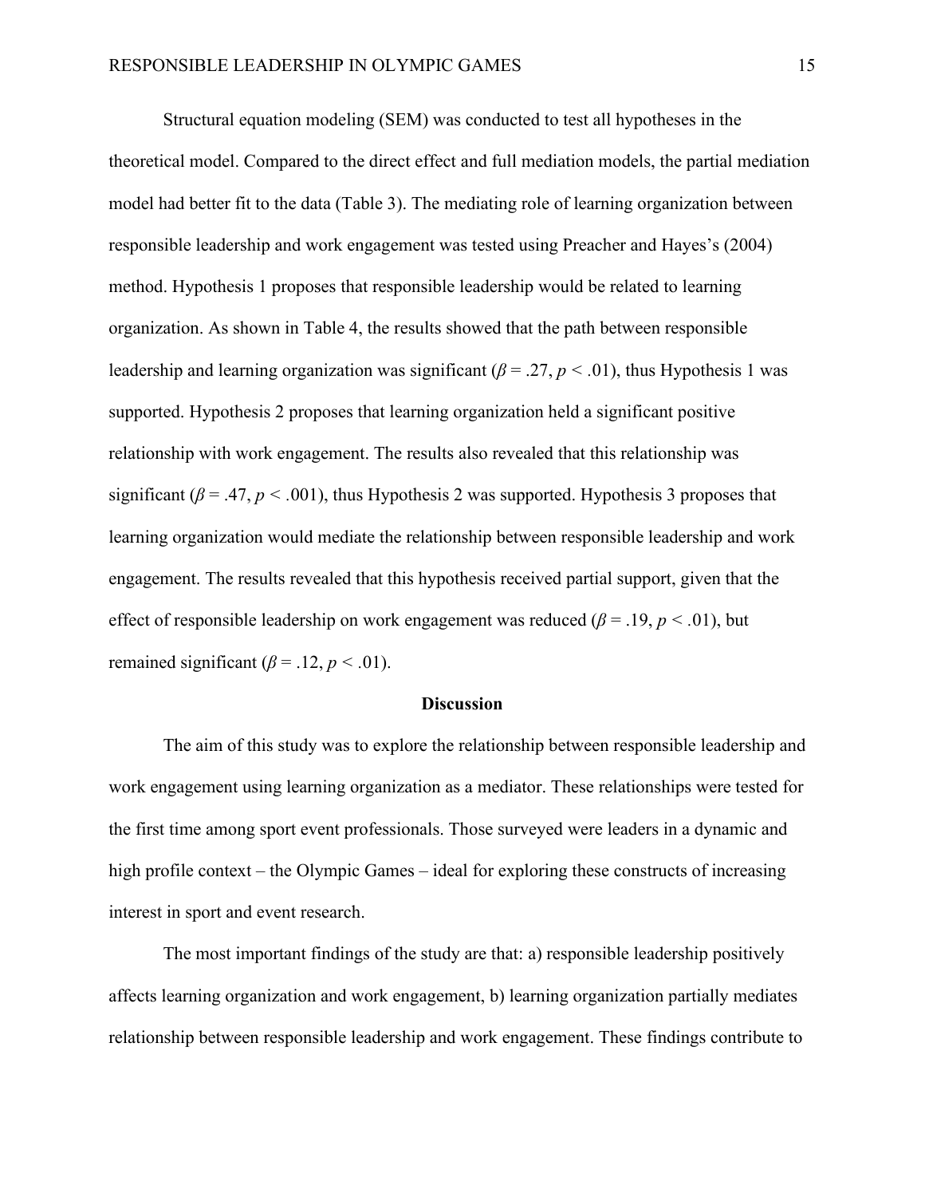Structural equation modeling (SEM) was conducted to test all hypotheses in the theoretical model. Compared to the direct effect and full mediation models, the partial mediation model had better fit to the data (Table 3). The mediating role of learning organization between responsible leadership and work engagement was tested using Preacher and Hayes's (2004) method. Hypothesis 1 proposes that responsible leadership would be related to learning organization. As shown in Table 4, the results showed that the path between responsible leadership and learning organization was significant ($\beta = .27$, $p < .01$), thus Hypothesis 1 was supported. Hypothesis 2 proposes that learning organization held a significant positive relationship with work engagement. The results also revealed that this relationship was significant ($\beta = .47$, $p < .001$), thus Hypothesis 2 was supported. Hypothesis 3 proposes that learning organization would mediate the relationship between responsible leadership and work engagement. The results revealed that this hypothesis received partial support, given that the effect of responsible leadership on work engagement was reduced ($\beta = .19$, $p < .01$), but remained significant ($\beta = .12$, $p < .01$).

## Discussion

The aim of this study was to explore the relationship between responsible leadership and work engagement using learning organization as a mediator. These relationships were tested for the first time among sport event professionals. Those surveyed were leaders in a dynamic and high profile context – the Olympic Games – ideal for exploring these constructs of increasing interest in sport and event research.

The most important findings of the study are that: a) responsible leadership positively affects learning organization and work engagement, b) learning organization partially mediates relationship between responsible leadership and work engagement. These findings contribute to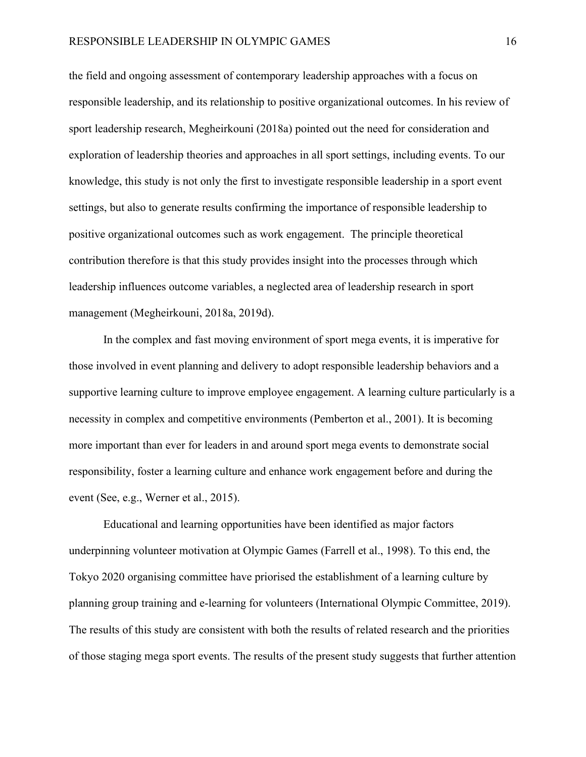the field and ongoing assessment of contemporary leadership approaches with a focus on responsible leadership, and its relationship to positive organizational outcomes. In his review of sport leadership research, Megheirkouni (2018a) pointed out the need for consideration and exploration of leadership theories and approaches in all sport settings, including events. To our knowledge, this study is not only the first to investigate responsible leadership in a sport event settings, but also to generate results confirming the importance of responsible leadership to positive organizational outcomes such as work engagement. The principle theoretical contribution therefore is that this study provides insight into the processes through which leadership influences outcome variables, a neglected area of leadership research in sport management (Megheirkouni, 2018a, 2019d).

In the complex and fast moving environment of sport mega events, it is imperative for those involved in event planning and delivery to adopt responsible leadership behaviors and a supportive learning culture to improve employee engagement. A learning culture particularly is a necessity in complex and competitive environments (Pemberton et al., 2001). It is becoming more important than ever for leaders in and around sport mega events to demonstrate social responsibility, foster a learning culture and enhance work engagement before and during the event (See, e.g., Werner et al., 2015).

Educational and learning opportunities have been identified as major factors underpinning volunteer motivation at Olympic Games (Farrell et al., 1998). To this end, the Tokyo 2020 organising committee have priorised the establishment of a learning culture by planning group training and e-learning for volunteers (International Olympic Committee, 2019). The results of this study are consistent with both the results of related research and the priorities of those staging mega sport events. The results of the present study suggests that further attention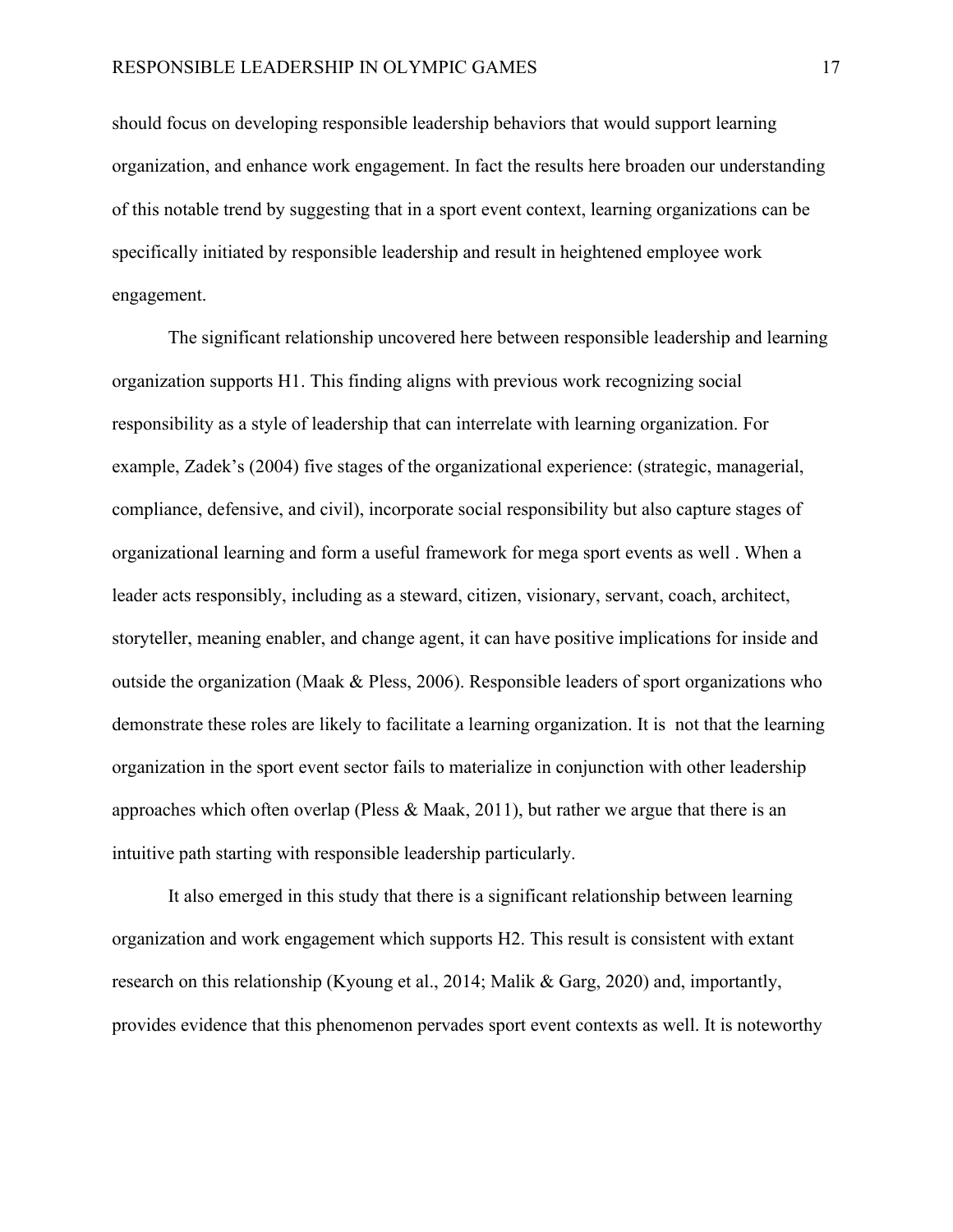should focus on developing responsible leadership behaviors that would support learning organization, and enhance work engagement. In fact the results here broaden our understanding of this notable trend by suggesting that in a sport event context, learning organizations can be specifically initiated by responsible leadership and result in heightened employee work engagement.

The significant relationship uncovered here between responsible leadership and learning organization supports H1. This finding aligns with previous work recognizing social responsibility as a style of leadership that can interrelate with learning organization. For example, Zadek's (2004) five stages of the organizational experience: (strategic, managerial, compliance, defensive, and civil), incorporate social responsibility but also capture stages of organizational learning and form a useful framework for mega sport events as well . When a leader acts responsibly, including as a steward, citizen, visionary, servant, coach, architect, storyteller, meaning enabler, and change agent, it can have positive implications for inside and outside the organization (Maak & Pless, 2006). Responsible leaders of sport organizations who demonstrate these roles are likely to facilitate a learning organization. It is not that the learning organization in the sport event sector fails to materialize in conjunction with other leadership approaches which often overlap (Pless & Maak, 2011), but rather we argue that there is an intuitive path starting with responsible leadership particularly.

It also emerged in this study that there is a significant relationship between learning organization and work engagement which supports H2. This result is consistent with extant research on this relationship (Kyoung et al., 2014; Malik & Garg, 2020) and, importantly, provides evidence that this phenomenon pervades sport event contexts as well. It is noteworthy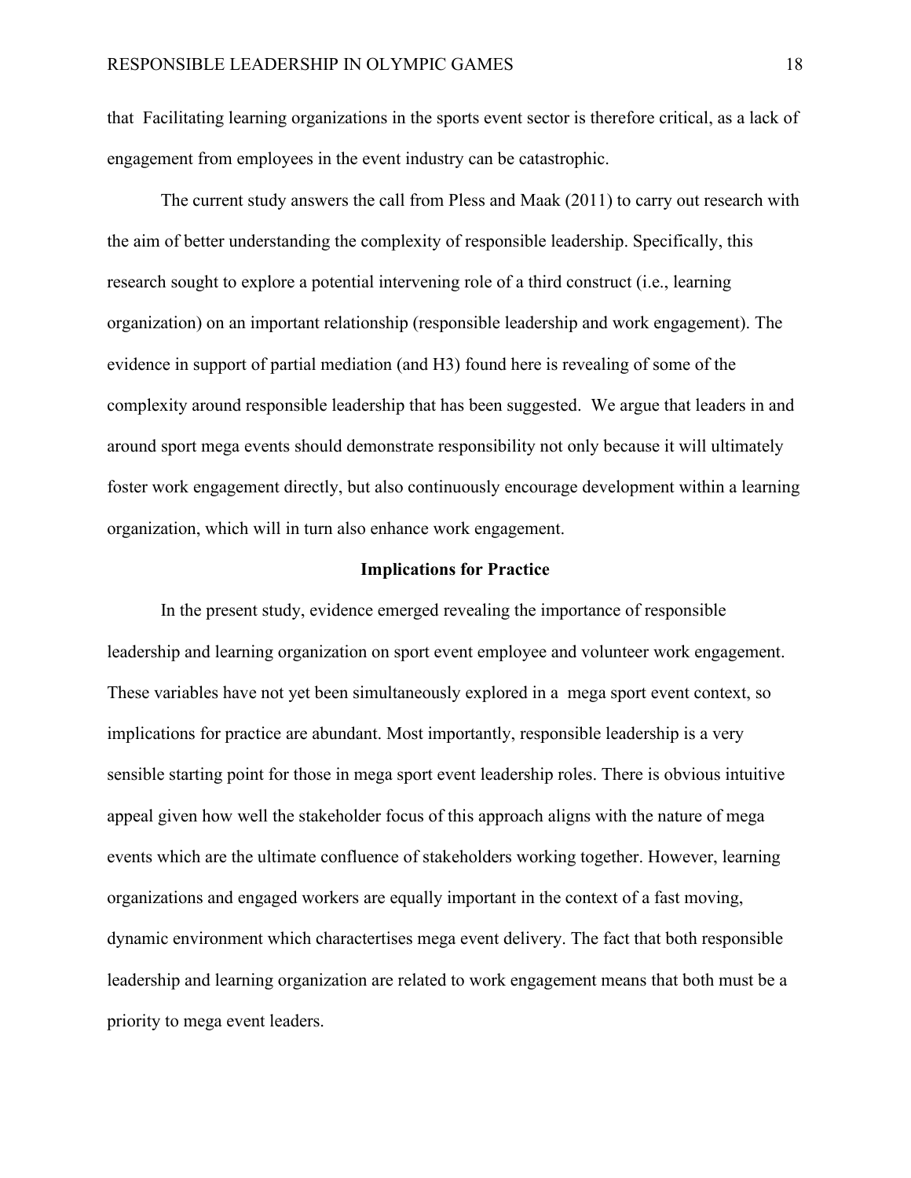that  Facilitating learning organizations in the sports event sector is therefore critical, as a lack of engagement from employees in the event industry can be catastrophic.

The current study answers the call from Pless and Maak (2011) to carry out research with the aim of better understanding the complexity of responsible leadership. Specifically, this research sought to explore a potential intervening role of a third construct (i.e., learning organization) on an important relationship (responsible leadership and work engagement). The evidence in support of partial mediation (and H3) found here is revealing of some of the complexity around responsible leadership that has been suggested.  We argue that leaders in and around sport mega events should demonstrate responsibility not only because it will ultimately foster work engagement directly, but also continuously encourage development within a learning organization, which will in turn also enhance work engagement.

## Implications for Practice

In the present study, evidence emerged revealing the importance of responsible leadership and learning organization on sport event employee and volunteer work engagement. These variables have not yet been simultaneously explored in a  mega sport event context, so implications for practice are abundant. Most importantly, responsible leadership is a very sensible starting point for those in mega sport event leadership roles. There is obvious intuitive appeal given how well the stakeholder focus of this approach aligns with the nature of mega events which are the ultimate confluence of stakeholders working together. However, learning organizations and engaged workers are equally important in the context of a fast moving, dynamic environment which charactertises mega event delivery. The fact that both responsible leadership and learning organization are related to work engagement means that both must be a priority to mega event leaders.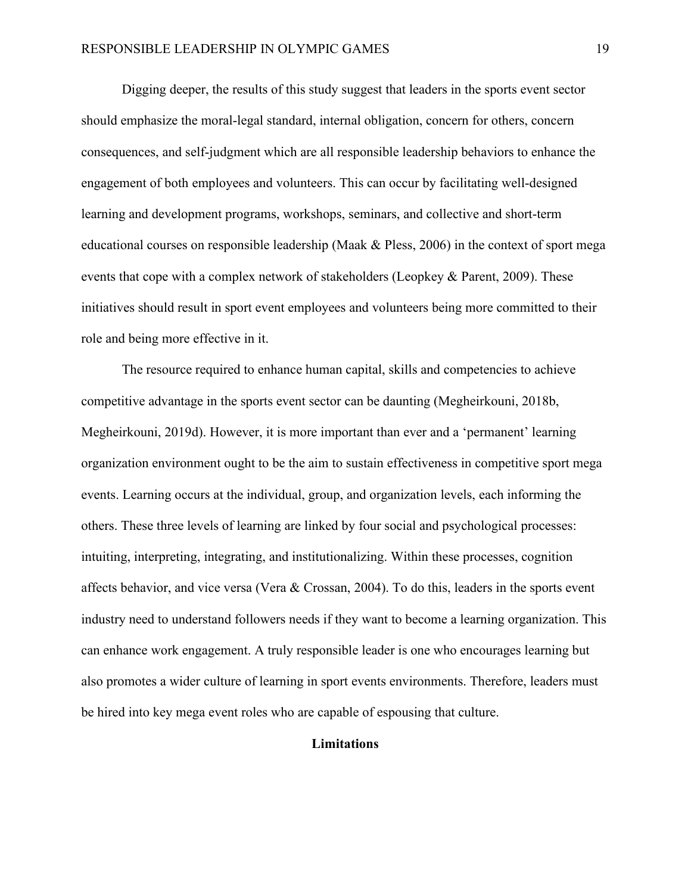Digging deeper, the results of this study suggest that leaders in the sports event sector should emphasize the moral-legal standard, internal obligation, concern for others, concern consequences, and self-judgment which are all responsible leadership behaviors to enhance the engagement of both employees and volunteers. This can occur by facilitating well-designed learning and development programs, workshops, seminars, and collective and short-term educational courses on responsible leadership (Maak & Pless, 2006) in the context of sport mega events that cope with a complex network of stakeholders (Leopkey & Parent, 2009). These initiatives should result in sport event employees and volunteers being more committed to their role and being more effective in it.

The resource required to enhance human capital, skills and competencies to achieve competitive advantage in the sports event sector can be daunting (Megheirkouni, 2018b, Megheirkouni, 2019d). However, it is more important than ever and a 'permanent' learning organization environment ought to be the aim to sustain effectiveness in competitive sport mega events. Learning occurs at the individual, group, and organization levels, each informing the others. These three levels of learning are linked by four social and psychological processes: intuiting, interpreting, integrating, and institutionalizing. Within these processes, cognition affects behavior, and vice versa (Vera & Crossan, 2004). To do this, leaders in the sports event industry need to understand followers needs if they want to become a learning organization. This can enhance work engagement. A truly responsible leader is one who encourages learning but also promotes a wider culture of learning in sport events environments. Therefore, leaders must be hired into key mega event roles who are capable of espousing that culture.

## Limitations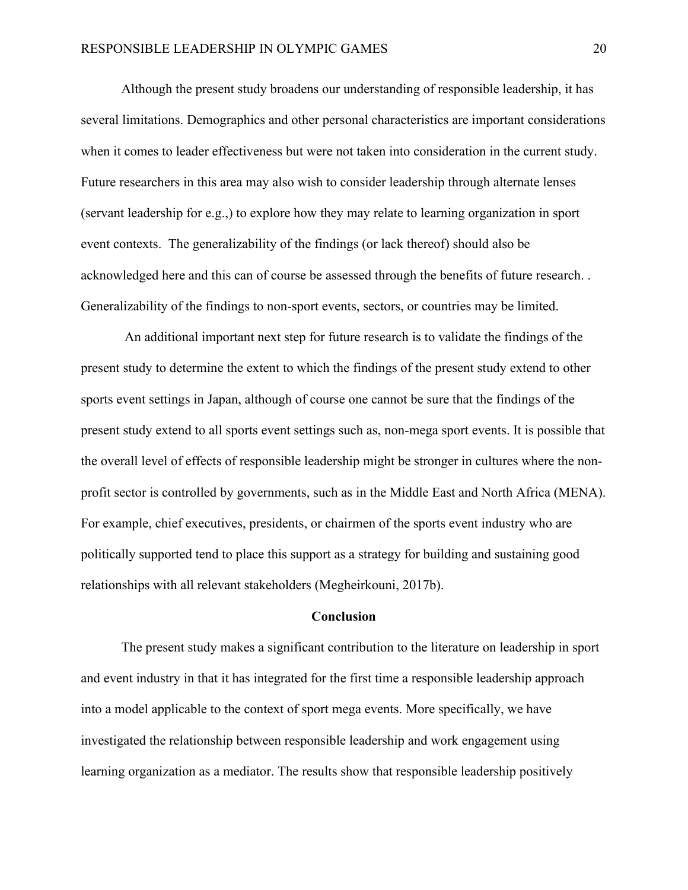Although the present study broadens our understanding of responsible leadership, it has several limitations. Demographics and other personal characteristics are important considerations when it comes to leader effectiveness but were not taken into consideration in the current study. Future researchers in this area may also wish to consider leadership through alternate lenses (servant leadership for e.g.,) to explore how they may relate to learning organization in sport event contexts. The generalizability of the findings (or lack thereof) should also be acknowledged here and this can of course be assessed through the benefits of future research. . Generalizability of the findings to non-sport events, sectors, or countries may be limited.

An additional important next step for future research is to validate the findings of the present study to determine the extent to which the findings of the present study extend to other sports event settings in Japan, although of course one cannot be sure that the findings of the present study extend to all sports event settings such as, non-mega sport events. It is possible that the overall level of effects of responsible leadership might be stronger in cultures where the non-profit sector is controlled by governments, such as in the Middle East and North Africa (MENA). For example, chief executives, presidents, or chairmen of the sports event industry who are politically supported tend to place this support as a strategy for building and sustaining good relationships with all relevant stakeholders (Megheirkouni, 2017b).

## Conclusion

The present study makes a significant contribution to the literature on leadership in sport and event industry in that it has integrated for the first time a responsible leadership approach into a model applicable to the context of sport mega events. More specifically, we have investigated the relationship between responsible leadership and work engagement using learning organization as a mediator. The results show that responsible leadership positively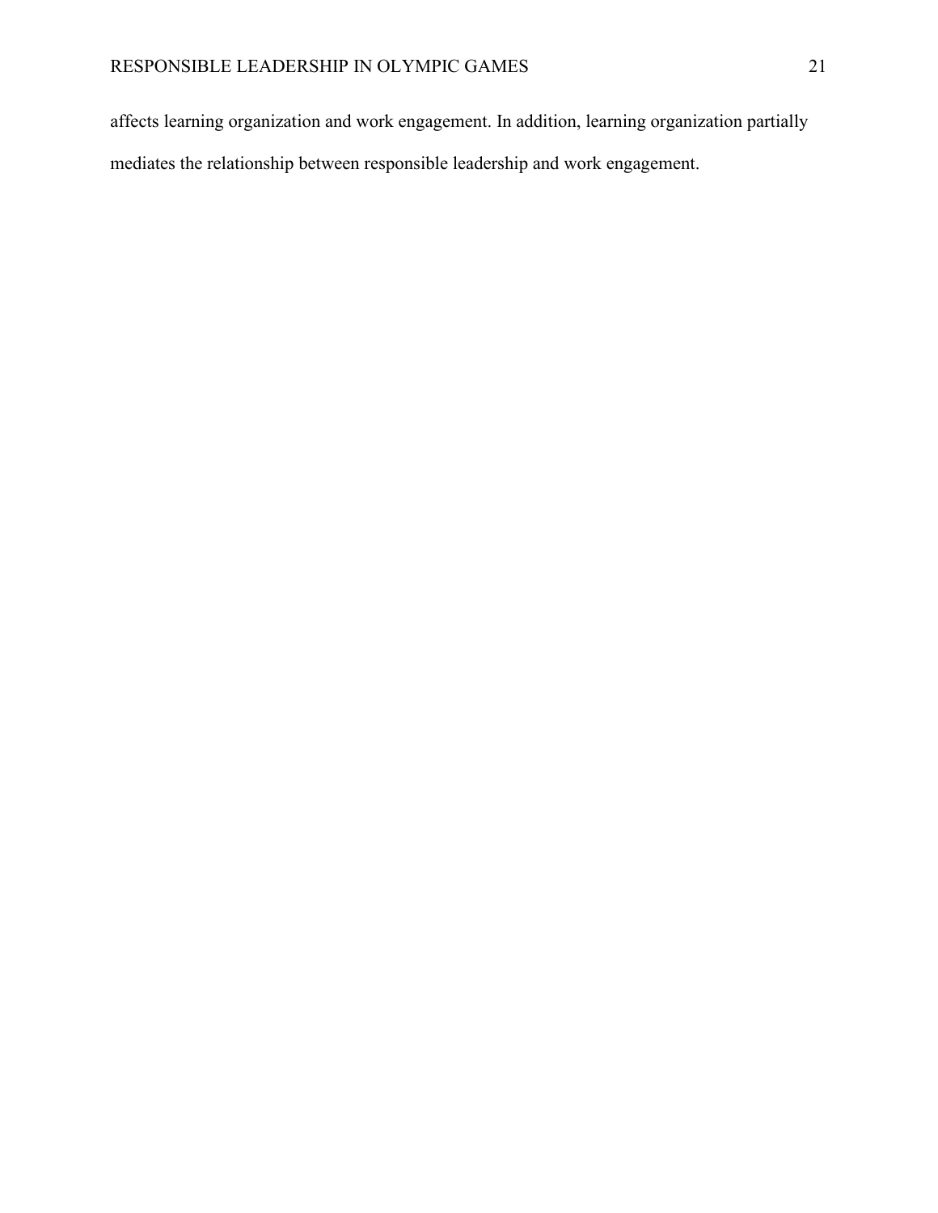affects learning organization and work engagement. In addition, learning organization partially mediates the relationship between responsible leadership and work engagement.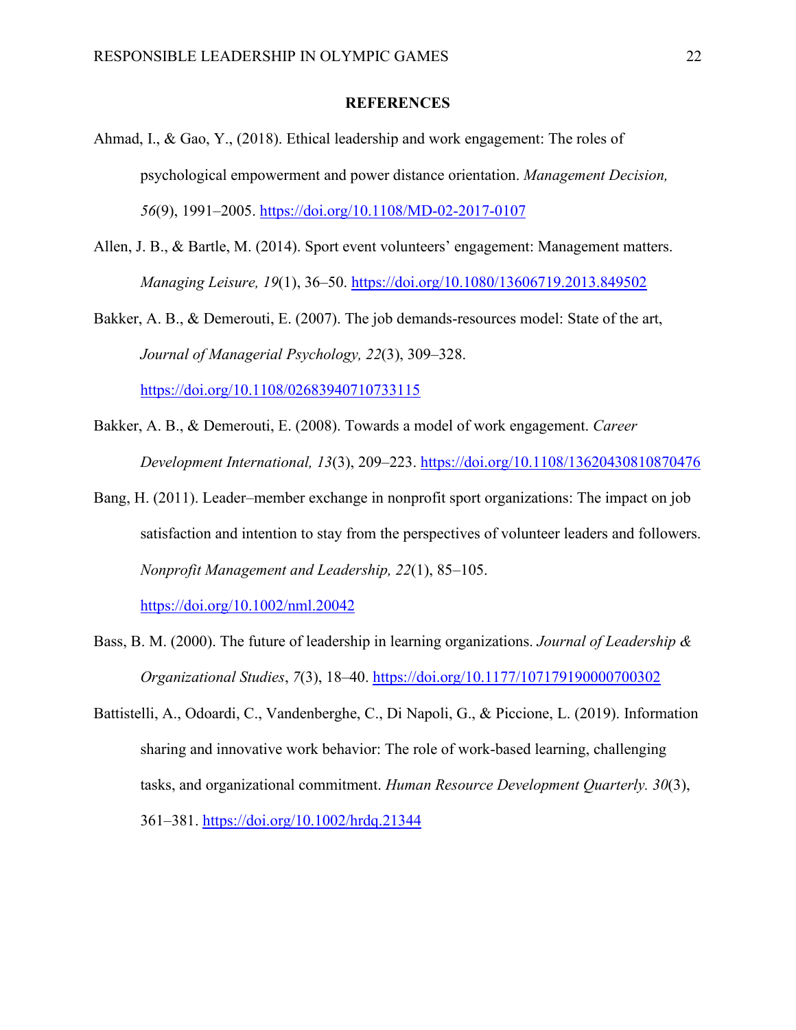## REFERENCES

Ahmad, I., & Gao, Y., (2018). Ethical leadership and work engagement: The roles of psychological empowerment and power distance orientation. *Management Decision, 56*(9), 1991–2005. https://doi.org/10.1108/MD-02-2017-0107

Allen, J. B., & Bartle, M. (2014). Sport event volunteers' engagement: Management matters. *Managing Leisure, 19*(1), 36–50. https://doi.org/10.1080/13606719.2013.849502

Bakker, A. B., & Demerouti, E. (2007). The job demands-resources model: State of the art, *Journal of Managerial Psychology, 22*(3), 309–328. https://doi.org/10.1108/02683940710733115

Bakker, A. B., & Demerouti, E. (2008). Towards a model of work engagement. *Career Development International, 13*(3), 209–223. https://doi.org/10.1108/13620430810870476

Bang, H. (2011). Leader–member exchange in nonprofit sport organizations: The impact on job satisfaction and intention to stay from the perspectives of volunteer leaders and followers. *Nonprofit Management and Leadership, 22*(1), 85–105. https://doi.org/10.1002/nml.20042

Bass, B. M. (2000). The future of leadership in learning organizations. *Journal of Leadership & Organizational Studies*, *7*(3), 18–40. https://doi.org/10.1177/107179190000700302

Battistelli, A., Odoardi, C., Vandenberghe, C., Di Napoli, G., & Piccione, L. (2019). Information sharing and innovative work behavior: The role of work-based learning, challenging tasks, and organizational commitment. *Human Resource Development Quarterly. 30*(3), 361–381. https://doi.org/10.1002/hrdq.21344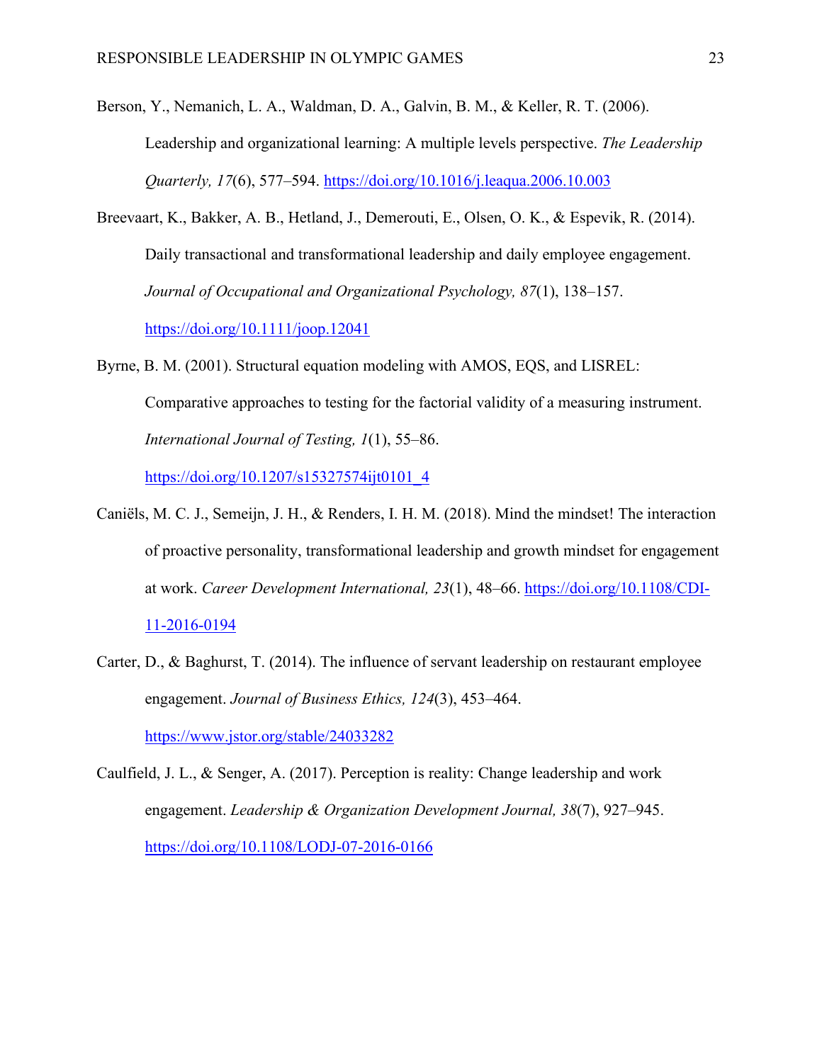Berson, Y., Nemanich, L. A., Waldman, D. A., Galvin, B. M., & Keller, R. T. (2006). Leadership and organizational learning: A multiple levels perspective. *The Leadership Quarterly, 17*(6), 577–594. https://doi.org/10.1016/j.leaqua.2006.10.003

Breevaart, K., Bakker, A. B., Hetland, J., Demerouti, E., Olsen, O. K., & Espevik, R. (2014). Daily transactional and transformational leadership and daily employee engagement. *Journal of Occupational and Organizational Psychology, 87*(1), 138–157. https://doi.org/10.1111/joop.12041

Byrne, B. M. (2001). Structural equation modeling with AMOS, EQS, and LISREL: Comparative approaches to testing for the factorial validity of a measuring instrument. *International Journal of Testing, 1*(1), 55–86. https://doi.org/10.1207/s15327574ijt0101_4

Caniëls, M. C. J., Semeijn, J. H., & Renders, I. H. M. (2018). Mind the mindset! The interaction of proactive personality, transformational leadership and growth mindset for engagement at work. *Career Development International, 23*(1), 48–66. https://doi.org/10.1108/CDI-11-2016-0194

Carter, D., & Baghurst, T. (2014). The influence of servant leadership on restaurant employee engagement. *Journal of Business Ethics, 124*(3), 453–464. https://www.jstor.org/stable/24033282

Caulfield, J. L., & Senger, A. (2017). Perception is reality: Change leadership and work engagement. *Leadership & Organization Development Journal, 38*(7), 927–945. https://doi.org/10.1108/LODJ-07-2016-0166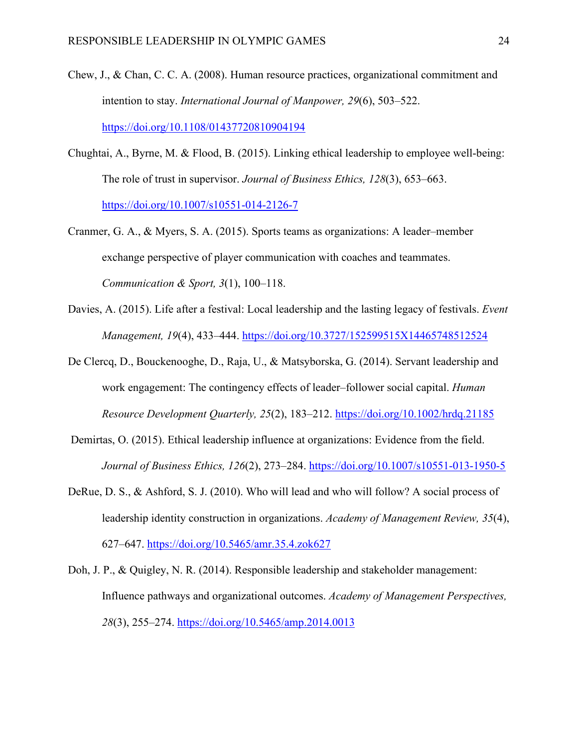Chew, J., & Chan, C. C. A. (2008). Human resource practices, organizational commitment and intention to stay. *International Journal of Manpower, 29*(6), 503–522. https://doi.org/10.1108/01437720810904194

Chughtai, A., Byrne, M. & Flood, B. (2015). Linking ethical leadership to employee well-being: The role of trust in supervisor. *Journal of Business Ethics, 128*(3), 653–663. https://doi.org/10.1007/s10551-014-2126-7

Cranmer, G. A., & Myers, S. A. (2015). Sports teams as organizations: A leader–member exchange perspective of player communication with coaches and teammates. *Communication & Sport, 3*(1), 100–118.

Davies, A. (2015). Life after a festival: Local leadership and the lasting legacy of festivals. *Event Management, 19*(4), 433–444. https://doi.org/10.3727/152599515X14465748512524

De Clercq, D., Bouckenooghe, D., Raja, U., & Matsyborska, G. (2014). Servant leadership and work engagement: The contingency effects of leader–follower social capital. *Human Resource Development Quarterly, 25*(2), 183–212. https://doi.org/10.1002/hrdq.21185

Demirtas, O. (2015). Ethical leadership influence at organizations: Evidence from the field. *Journal of Business Ethics, 126*(2), 273–284. https://doi.org/10.1007/s10551-013-1950-5

DeRue, D. S., & Ashford, S. J. (2010). Who will lead and who will follow? A social process of leadership identity construction in organizations. *Academy of Management Review, 35*(4), 627–647. https://doi.org/10.5465/amr.35.4.zok627

Doh, J. P., & Quigley, N. R. (2014). Responsible leadership and stakeholder management: Influence pathways and organizational outcomes. *Academy of Management Perspectives, 28*(3), 255–274. https://doi.org/10.5465/amp.2014.0013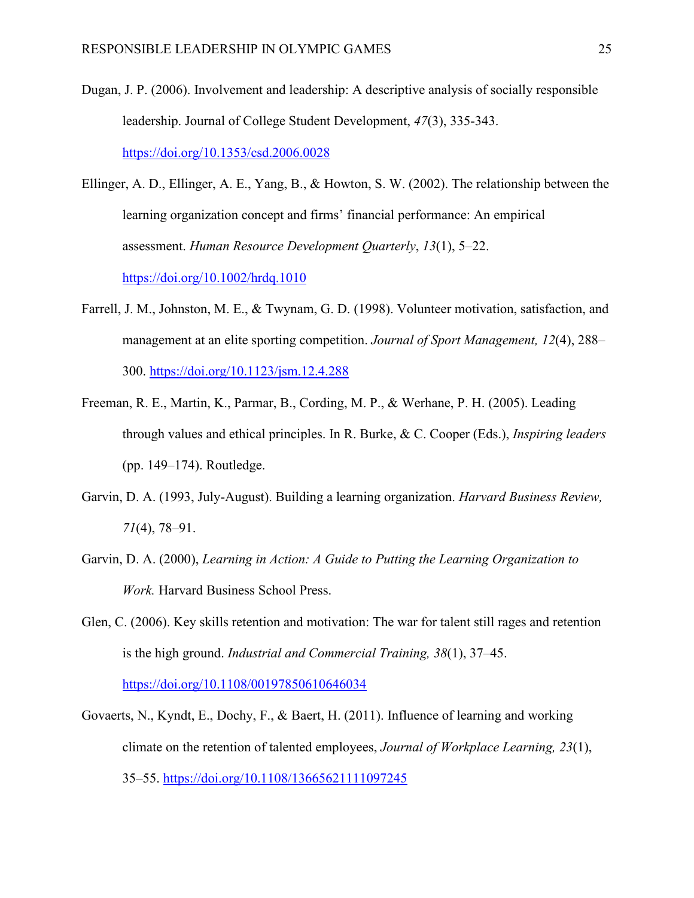Dugan, J. P. (2006). Involvement and leadership: A descriptive analysis of socially responsible leadership. Journal of College Student Development, *47*(3), 335-343. https://doi.org/10.1353/csd.2006.0028

Ellinger, A. D., Ellinger, A. E., Yang, B., & Howton, S. W. (2002). The relationship between the learning organization concept and firms' financial performance: An empirical assessment. *Human Resource Development Quarterly*, *13*(1), 5–22. https://doi.org/10.1002/hrdq.1010

Farrell, J. M., Johnston, M. E., & Twynam, G. D. (1998). Volunteer motivation, satisfaction, and management at an elite sporting competition. *Journal of Sport Management, 12*(4), 288–300. https://doi.org/10.1123/jsm.12.4.288

Freeman, R. E., Martin, K., Parmar, B., Cording, M. P., & Werhane, P. H. (2005). Leading through values and ethical principles. In R. Burke, & C. Cooper (Eds.), *Inspiring leaders* (pp. 149–174). Routledge.

Garvin, D. A. (1993, July-August). Building a learning organization. *Harvard Business Review, 71*(4), 78–91.

Garvin, D. A. (2000), *Learning in Action: A Guide to Putting the Learning Organization to Work.* Harvard Business School Press.

Glen, C. (2006). Key skills retention and motivation: The war for talent still rages and retention is the high ground. *Industrial and Commercial Training, 38*(1), 37–45. https://doi.org/10.1108/00197850610646034

Govaerts, N., Kyndt, E., Dochy, F., & Baert, H. (2011). Influence of learning and working climate on the retention of talented employees, *Journal of Workplace Learning, 23*(1), 35–55. https://doi.org/10.1108/13665621111097245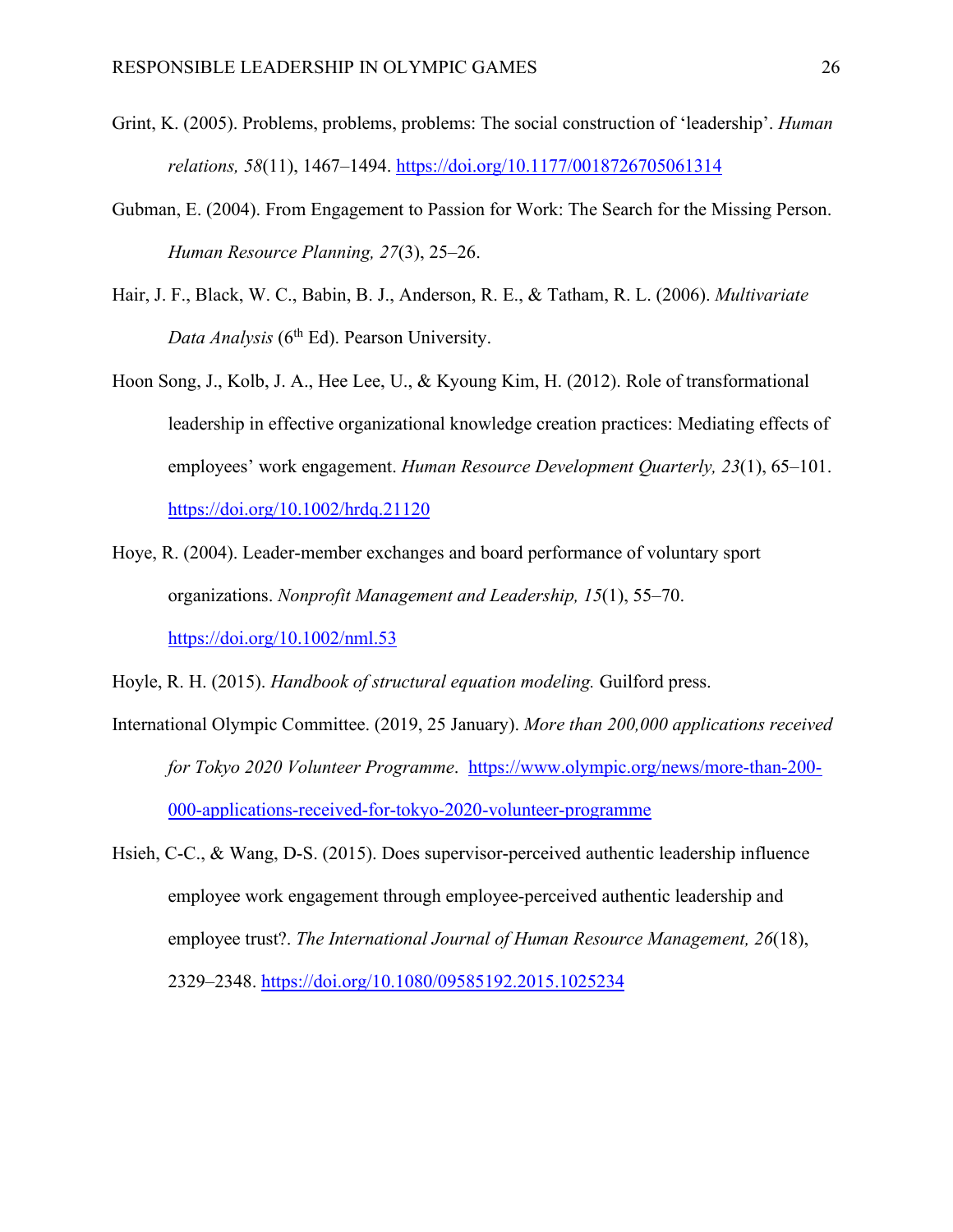Grint, K. (2005). Problems, problems, problems: The social construction of 'leadership'. *Human relations, 58*(11), 1467–1494. https://doi.org/10.1177/0018726705061314

Gubman, E. (2004). From Engagement to Passion for Work: The Search for the Missing Person. *Human Resource Planning, 27*(3), 25–26.

Hair, J. F., Black, W. C., Babin, B. J., Anderson, R. E., & Tatham, R. L. (2006). *Multivariate Data Analysis* (6th Ed). Pearson University.

Hoon Song, J., Kolb, J. A., Hee Lee, U., & Kyoung Kim, H. (2012). Role of transformational leadership in effective organizational knowledge creation practices: Mediating effects of employees' work engagement. *Human Resource Development Quarterly, 23*(1), 65–101. https://doi.org/10.1002/hrdq.21120

Hoye, R. (2004). Leader-member exchanges and board performance of voluntary sport organizations. *Nonprofit Management and Leadership, 15*(1), 55–70. https://doi.org/10.1002/nml.53

Hoyle, R. H. (2015). *Handbook of structural equation modeling.* Guilford press.

International Olympic Committee. (2019, 25 January). *More than 200,000 applications received for Tokyo 2020 Volunteer Programme*. https://www.olympic.org/news/more-than-200-000-applications-received-for-tokyo-2020-volunteer-programme

Hsieh, C-C., & Wang, D-S. (2015). Does supervisor-perceived authentic leadership influence employee work engagement through employee-perceived authentic leadership and employee trust?. *The International Journal of Human Resource Management, 26*(18), 2329–2348. https://doi.org/10.1080/09585192.2015.1025234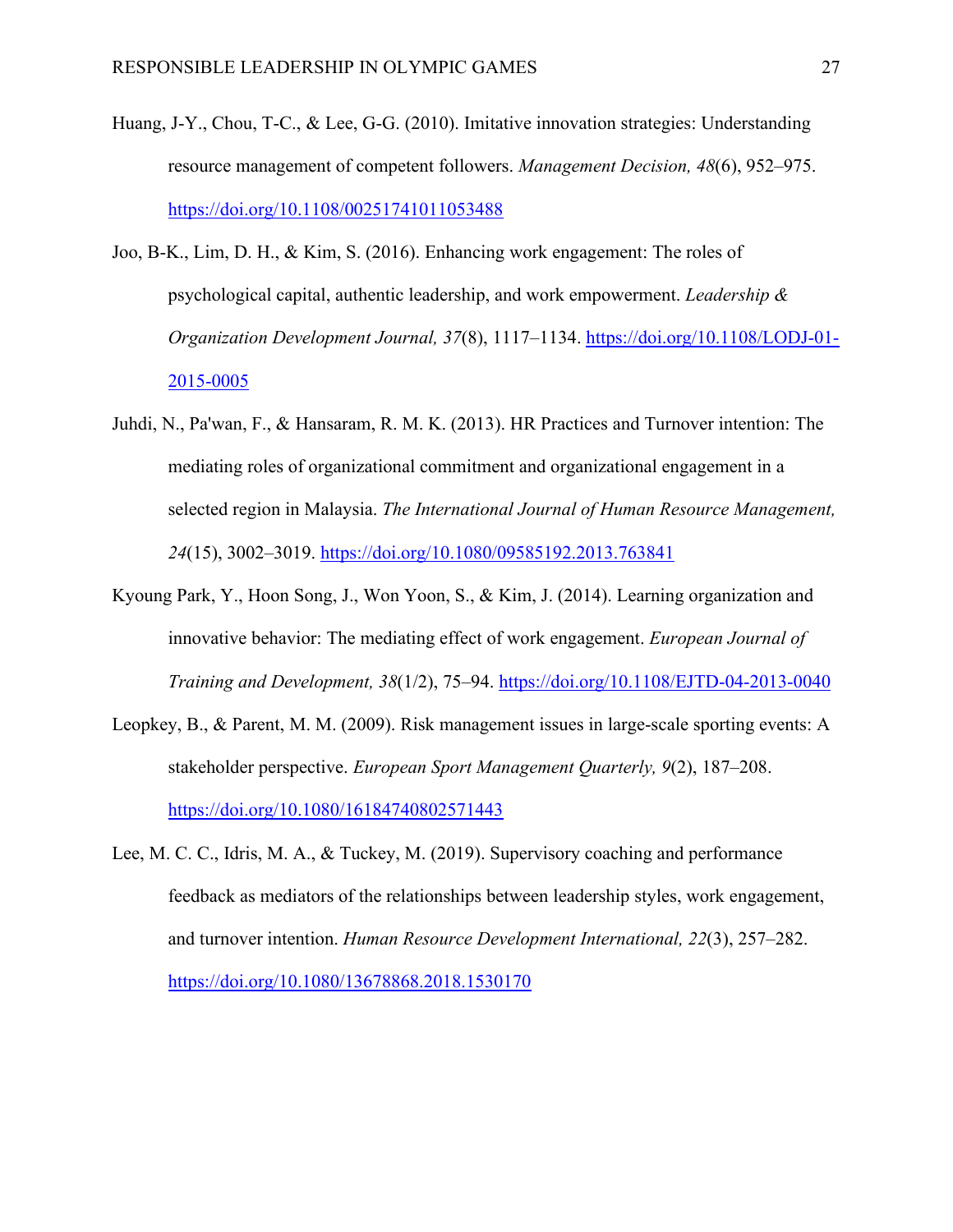Huang, J-Y., Chou, T-C., & Lee, G-G. (2010). Imitative innovation strategies: Understanding resource management of competent followers. *Management Decision, 48*(6), 952–975. https://doi.org/10.1108/00251741011053488

Joo, B-K., Lim, D. H., & Kim, S. (2016). Enhancing work engagement: The roles of psychological capital, authentic leadership, and work empowerment. *Leadership & Organization Development Journal, 37*(8), 1117–1134. https://doi.org/10.1108/LODJ-01-2015-0005

Juhdi, N., Pa'wan, F., & Hansaram, R. M. K. (2013). HR Practices and Turnover intention: The mediating roles of organizational commitment and organizational engagement in a selected region in Malaysia. *The International Journal of Human Resource Management, 24*(15), 3002–3019. https://doi.org/10.1080/09585192.2013.763841

Kyoung Park, Y., Hoon Song, J., Won Yoon, S., & Kim, J. (2014). Learning organization and innovative behavior: The mediating effect of work engagement. *European Journal of Training and Development, 38*(1/2), 75–94. https://doi.org/10.1108/EJTD-04-2013-0040

Leopkey, B., & Parent, M. M. (2009). Risk management issues in large-scale sporting events: A stakeholder perspective. *European Sport Management Quarterly, 9*(2), 187–208. https://doi.org/10.1080/16184740802571443

Lee, M. C. C., Idris, M. A., & Tuckey, M. (2019). Supervisory coaching and performance feedback as mediators of the relationships between leadership styles, work engagement, and turnover intention. *Human Resource Development International, 22*(3), 257–282. https://doi.org/10.1080/13678868.2018.1530170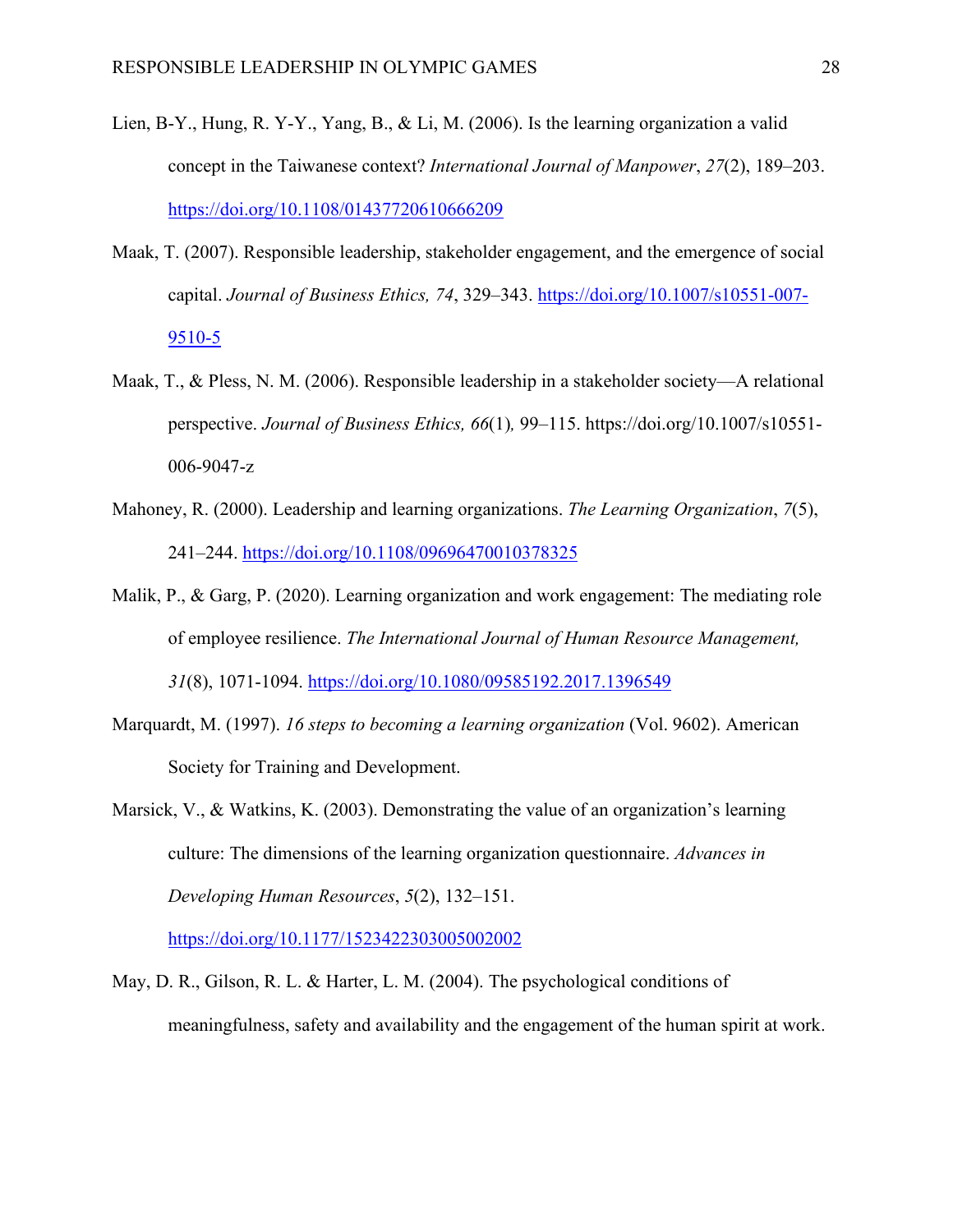Lien, B-Y., Hung, R. Y-Y., Yang, B., & Li, M. (2006). Is the learning organization a valid concept in the Taiwanese context? *International Journal of Manpower*, *27*(2), 189–203. https://doi.org/10.1108/01437720610666209

Maak, T. (2007). Responsible leadership, stakeholder engagement, and the emergence of social capital. *Journal of Business Ethics, 74*, 329–343. https://doi.org/10.1007/s10551-007-9510-5

Maak, T., & Pless, N. M. (2006). Responsible leadership in a stakeholder society—A relational perspective. *Journal of Business Ethics, 66*(1)*,* 99–115. https://doi.org/10.1007/s10551-006-9047-z

Mahoney, R. (2000). Leadership and learning organizations. *The Learning Organization*, *7*(5), 241–244. https://doi.org/10.1108/09696470010378325

Malik, P., & Garg, P. (2020). Learning organization and work engagement: The mediating role of employee resilience. *The International Journal of Human Resource Management, 31*(8), 1071-1094. https://doi.org/10.1080/09585192.2017.1396549

Marquardt, M. (1997). *16 steps to becoming a learning organization* (Vol. 9602). American Society for Training and Development.

Marsick, V., & Watkins, K. (2003). Demonstrating the value of an organization's learning culture: The dimensions of the learning organization questionnaire. *Advances in Developing Human Resources*, *5*(2), 132–151. https://doi.org/10.1177/1523422303005002002

May, D. R., Gilson, R. L. & Harter, L. M. (2004). The psychological conditions of meaningfulness, safety and availability and the engagement of the human spirit at work.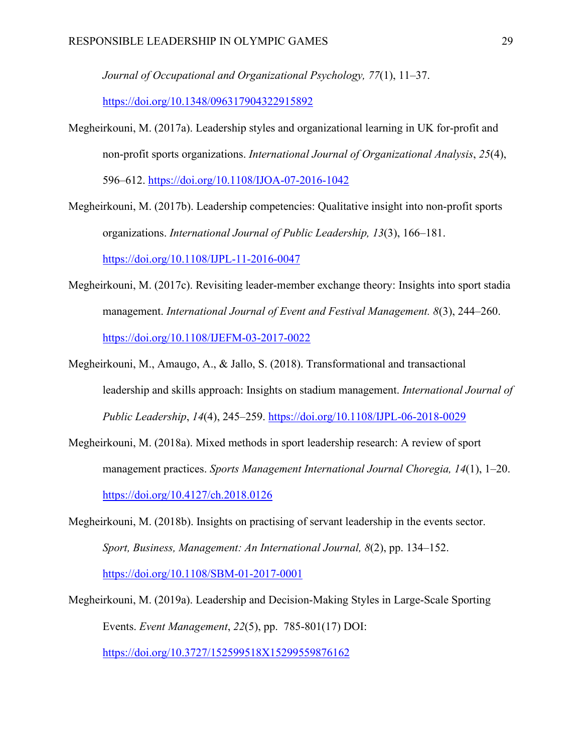*Journal of Occupational and Organizational Psychology, 77*(1), 11–37. https://doi.org/10.1348/096317904322915892

Megheirkouni, M. (2017a). Leadership styles and organizational learning in UK for-profit and non-profit sports organizations. *International Journal of Organizational Analysis*, *25*(4), 596–612. https://doi.org/10.1108/IJOA-07-2016-1042

Megheirkouni, M. (2017b). Leadership competencies: Qualitative insight into non-profit sports organizations. *International Journal of Public Leadership, 13*(3), 166–181. https://doi.org/10.1108/IJPL-11-2016-0047

Megheirkouni, M. (2017c). Revisiting leader-member exchange theory: Insights into sport stadia management. *International Journal of Event and Festival Management. 8*(3), 244–260. https://doi.org/10.1108/IJEFM-03-2017-0022

Megheirkouni, M., Amaugo, A., & Jallo, S. (2018). Transformational and transactional leadership and skills approach: Insights on stadium management. *International Journal of Public Leadership*, *14*(4), 245–259. https://doi.org/10.1108/IJPL-06-2018-0029

Megheirkouni, M. (2018a). Mixed methods in sport leadership research: A review of sport management practices. *Sports Management International Journal Choregia, 14*(1), 1–20. https://doi.org/10.4127/ch.2018.0126

Megheirkouni, M. (2018b). Insights on practising of servant leadership in the events sector. *Sport, Business, Management: An International Journal, 8*(2), pp. 134–152. https://doi.org/10.1108/SBM-01-2017-0001

Megheirkouni, M. (2019a). Leadership and Decision-Making Styles in Large-Scale Sporting Events. *Event Management*, *22*(5), pp. 785-801(17) DOI: https://doi.org/10.3727/152599518X15299559876162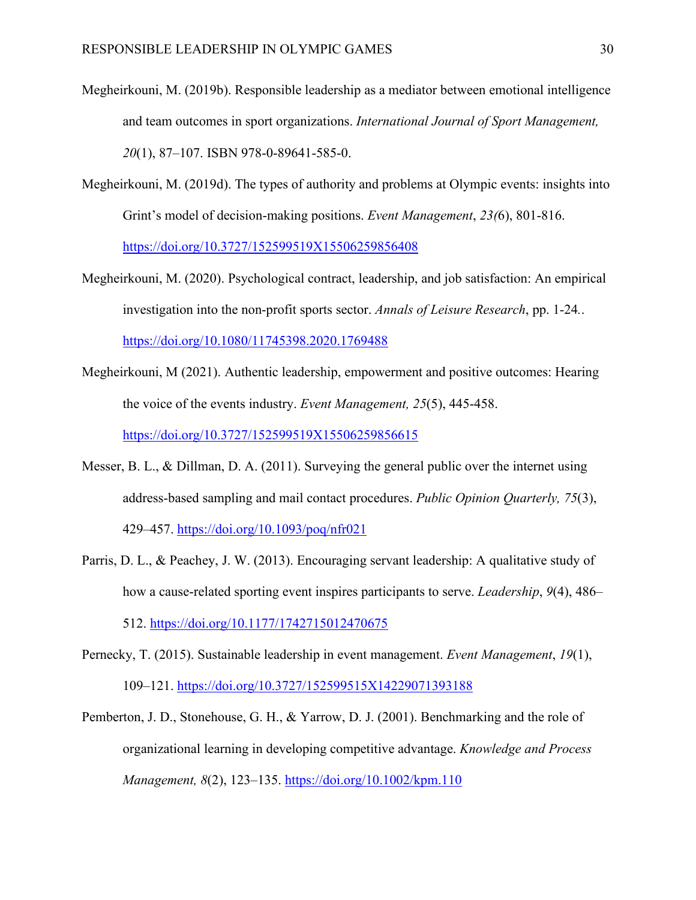Megheirkouni, M. (2019b). Responsible leadership as a mediator between emotional intelligence and team outcomes in sport organizations. *International Journal of Sport Management, 20*(1), 87–107. ISBN 978-0-89641-585-0.

Megheirkouni, M. (2019d). The types of authority and problems at Olympic events: insights into Grint's model of decision-making positions. *Event Management*, *23(*6), 801-816. https://doi.org/10.3727/152599519X15506259856408

Megheirkouni, M. (2020). Psychological contract, leadership, and job satisfaction: An empirical investigation into the non-profit sports sector. *Annals of Leisure Research*, pp. 1-24.. https://doi.org/10.1080/11745398.2020.1769488

Megheirkouni, M (2021). Authentic leadership, empowerment and positive outcomes: Hearing the voice of the events industry. *Event Management, 25*(5), 445-458. https://doi.org/10.3727/152599519X15506259856615

Messer, B. L., & Dillman, D. A. (2011). Surveying the general public over the internet using address-based sampling and mail contact procedures. *Public Opinion Quarterly, 75*(3), 429–457. https://doi.org/10.1093/poq/nfr021

Parris, D. L., & Peachey, J. W. (2013). Encouraging servant leadership: A qualitative study of how a cause-related sporting event inspires participants to serve. *Leadership*, *9*(4), 486–512. https://doi.org/10.1177/1742715012470675

Pernecky, T. (2015). Sustainable leadership in event management. *Event Management*, *19*(1), 109–121. https://doi.org/10.3727/152599515X14229071393188

Pemberton, J. D., Stonehouse, G. H., & Yarrow, D. J. (2001). Benchmarking and the role of organizational learning in developing competitive advantage. *Knowledge and Process Management, 8*(2), 123–135. https://doi.org/10.1002/kpm.110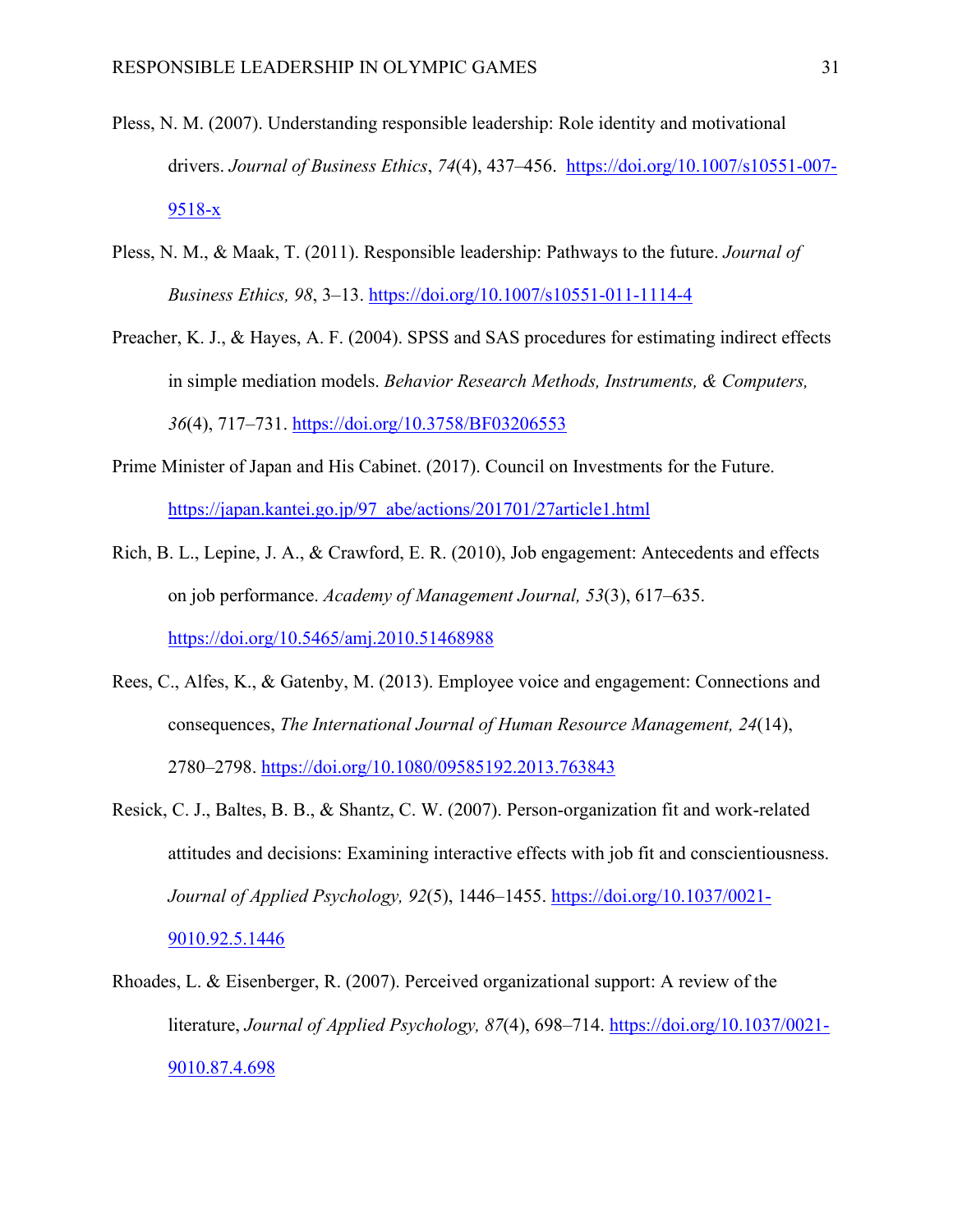Pless, N. M. (2007). Understanding responsible leadership: Role identity and motivational drivers. *Journal of Business Ethics*, *74*(4), 437–456. https://doi.org/10.1007/s10551-007-9518-x

Pless, N. M., & Maak, T. (2011). Responsible leadership: Pathways to the future. *Journal of Business Ethics, 98*, 3–13. https://doi.org/10.1007/s10551-011-1114-4

Preacher, K. J., & Hayes, A. F. (2004). SPSS and SAS procedures for estimating indirect effects in simple mediation models. *Behavior Research Methods, Instruments, & Computers, 36*(4), 717–731. https://doi.org/10.3758/BF03206553

Prime Minister of Japan and His Cabinet. (2017). Council on Investments for the Future. https://japan.kantei.go.jp/97_abe/actions/201701/27article1.html

Rich, B. L., Lepine, J. A., & Crawford, E. R. (2010), Job engagement: Antecedents and effects on job performance. *Academy of Management Journal, 53*(3), 617–635. https://doi.org/10.5465/amj.2010.51468988

Rees, C., Alfes, K., & Gatenby, M. (2013). Employee voice and engagement: Connections and consequences, *The International Journal of Human Resource Management, 24*(14), 2780–2798. https://doi.org/10.1080/09585192.2013.763843

Resick, C. J., Baltes, B. B., & Shantz, C. W. (2007). Person-organization fit and work-related attitudes and decisions: Examining interactive effects with job fit and conscientiousness. *Journal of Applied Psychology, 92*(5), 1446–1455. https://doi.org/10.1037/0021-9010.92.5.1446

Rhoades, L. & Eisenberger, R. (2007). Perceived organizational support: A review of the literature, *Journal of Applied Psychology, 87*(4), 698–714. https://doi.org/10.1037/0021-9010.87.4.698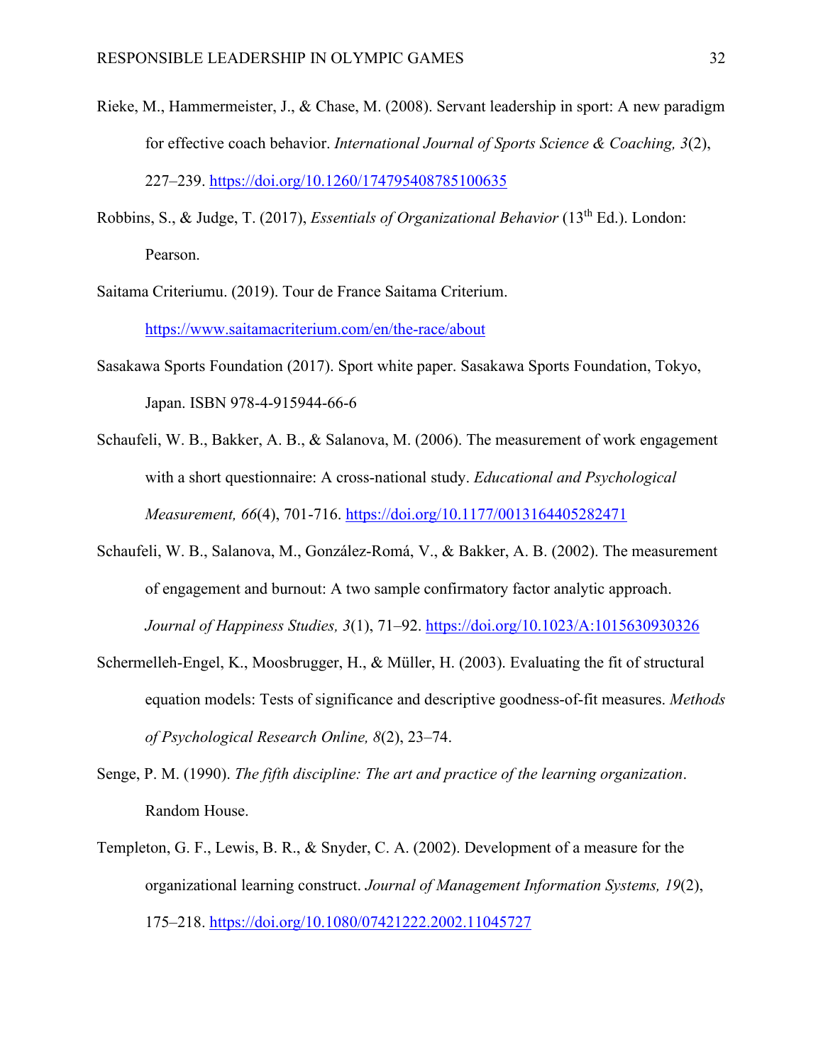Rieke, M., Hammermeister, J., & Chase, M. (2008). Servant leadership in sport: A new paradigm for effective coach behavior. *International Journal of Sports Science & Coaching, 3*(2), 227–239. https://doi.org/10.1260/174795408785100635

Robbins, S., & Judge, T. (2017), *Essentials of Organizational Behavior* (13th Ed.). London: Pearson.

Saitama Criteriumu. (2019). Tour de France Saitama Criterium. https://www.saitamacriterium.com/en/the-race/about

Sasakawa Sports Foundation (2017). Sport white paper. Sasakawa Sports Foundation, Tokyo, Japan. ISBN 978-4-915944-66-6

Schaufeli, W. B., Bakker, A. B., & Salanova, M. (2006). The measurement of work engagement with a short questionnaire: A cross-national study. *Educational and Psychological Measurement, 66*(4), 701-716. https://doi.org/10.1177/0013164405282471

Schaufeli, W. B., Salanova, M., González-Romá, V., & Bakker, A. B. (2002). The measurement of engagement and burnout: A two sample confirmatory factor analytic approach. *Journal of Happiness Studies, 3*(1), 71–92. https://doi.org/10.1023/A:1015630930326

Schermelleh-Engel, K., Moosbrugger, H., & Müller, H. (2003). Evaluating the fit of structural equation models: Tests of significance and descriptive goodness-of-fit measures. *Methods of Psychological Research Online, 8*(2), 23–74.

Senge, P. M. (1990). *The fifth discipline: The art and practice of the learning organization*. Random House.

Templeton, G. F., Lewis, B. R., & Snyder, C. A. (2002). Development of a measure for the organizational learning construct. *Journal of Management Information Systems, 19*(2), 175–218. https://doi.org/10.1080/07421222.2002.11045727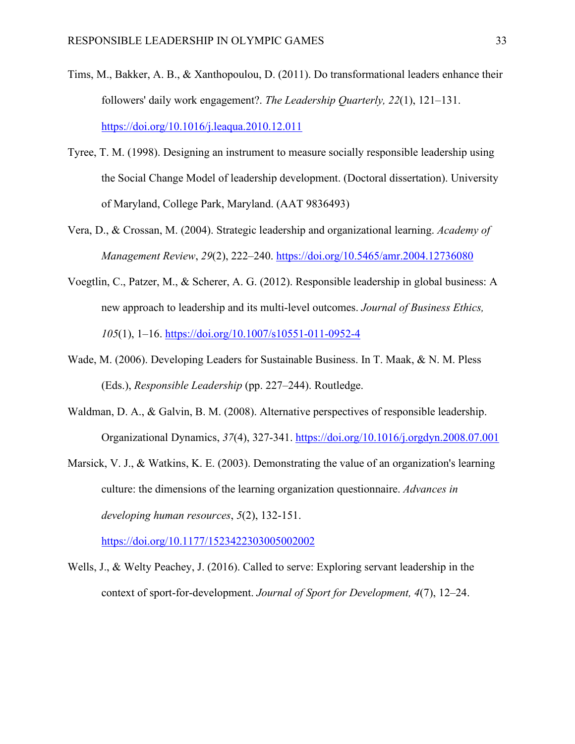Tims, M., Bakker, A. B., & Xanthopoulou, D. (2011). Do transformational leaders enhance their followers' daily work engagement?. *The Leadership Quarterly, 22*(1), 121–131. https://doi.org/10.1016/j.leaqua.2010.12.011

Tyree, T. M. (1998). Designing an instrument to measure socially responsible leadership using the Social Change Model of leadership development. (Doctoral dissertation). University of Maryland, College Park, Maryland. (AAT 9836493)

Vera, D., & Crossan, M. (2004). Strategic leadership and organizational learning. *Academy of Management Review*, *29*(2), 222–240. https://doi.org/10.5465/amr.2004.12736080

Voegtlin, C., Patzer, M., & Scherer, A. G. (2012). Responsible leadership in global business: A new approach to leadership and its multi-level outcomes. *Journal of Business Ethics, 105*(1), 1–16. https://doi.org/10.1007/s10551-011-0952-4

Wade, M. (2006). Developing Leaders for Sustainable Business. In T. Maak, & N. M. Pless (Eds.), *Responsible Leadership* (pp. 227–244). Routledge.

Waldman, D. A., & Galvin, B. M. (2008). Alternative perspectives of responsible leadership. Organizational Dynamics, *37*(4), 327-341. https://doi.org/10.1016/j.orgdyn.2008.07.001

Marsick, V. J., & Watkins, K. E. (2003). Demonstrating the value of an organization's learning culture: the dimensions of the learning organization questionnaire. *Advances in developing human resources*, *5*(2), 132-151. https://doi.org/10.1177/1523422303005002002

Wells, J., & Welty Peachey, J. (2016). Called to serve: Exploring servant leadership in the context of sport-for-development. *Journal of Sport for Development, 4*(7), 12–24.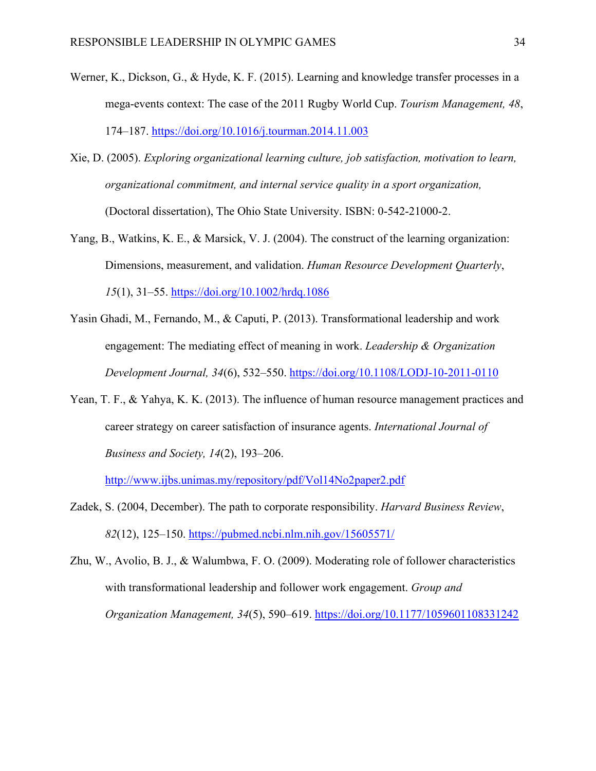Werner, K., Dickson, G., & Hyde, K. F. (2015). Learning and knowledge transfer processes in a mega-events context: The case of the 2011 Rugby World Cup. *Tourism Management, 48*, 174–187. https://doi.org/10.1016/j.tourman.2014.11.003

Xie, D. (2005). *Exploring organizational learning culture, job satisfaction, motivation to learn, organizational commitment, and internal service quality in a sport organization,* (Doctoral dissertation), The Ohio State University. ISBN: 0-542-21000-2.

Yang, B., Watkins, K. E., & Marsick, V. J. (2004). The construct of the learning organization: Dimensions, measurement, and validation. *Human Resource Development Quarterly*, *15*(1), 31–55. https://doi.org/10.1002/hrdq.1086

Yasin Ghadi, M., Fernando, M., & Caputi, P. (2013). Transformational leadership and work engagement: The mediating effect of meaning in work. *Leadership & Organization Development Journal, 34*(6), 532–550. https://doi.org/10.1108/LODJ-10-2011-0110

Yean, T. F., & Yahya, K. K. (2013). The influence of human resource management practices and career strategy on career satisfaction of insurance agents. *International Journal of Business and Society, 14*(2), 193–206. http://www.ijbs.unimas.my/repository/pdf/Vol14No2paper2.pdf

Zadek, S. (2004, December). The path to corporate responsibility. *Harvard Business Review*, *82*(12), 125–150. https://pubmed.ncbi.nlm.nih.gov/15605571/

Zhu, W., Avolio, B. J., & Walumbwa, F. O. (2009). Moderating role of follower characteristics with transformational leadership and follower work engagement. *Group and Organization Management, 34*(5), 590–619. https://doi.org/10.1177/1059601108331242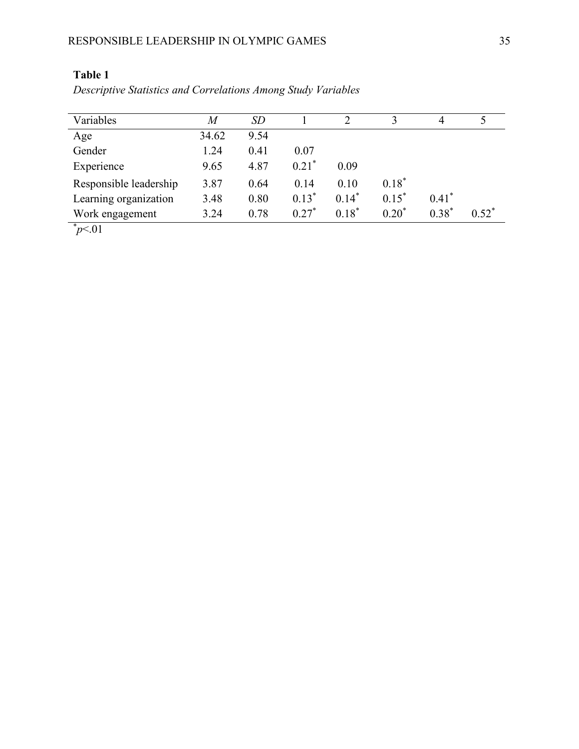**Table 1**

*Descriptive Statistics and Correlations Among Study Variables*

| Variables | *M* | *SD* | 1 | 2 | 3 | 4 | 5 |
|---|---|---|---|---|---|---|---|
| Age | 34.62 | 9.54 | | | | | |
| Gender | 1.24 | 0.41 | 0.07 | | | | |
| Experience | 9.65 | 4.87 | 0.21* | 0.09 | | | |
| Responsible leadership | 3.87 | 0.64 | 0.14 | 0.10 | 0.18* | | |
| Learning organization | 3.48 | 0.80 | 0.13* | 0.14* | 0.15* | 0.41* | |
| Work engagement | 3.24 | 0.78 | 0.27* | 0.18* | 0.20* | 0.38* | 0.52* |

*$p<.01$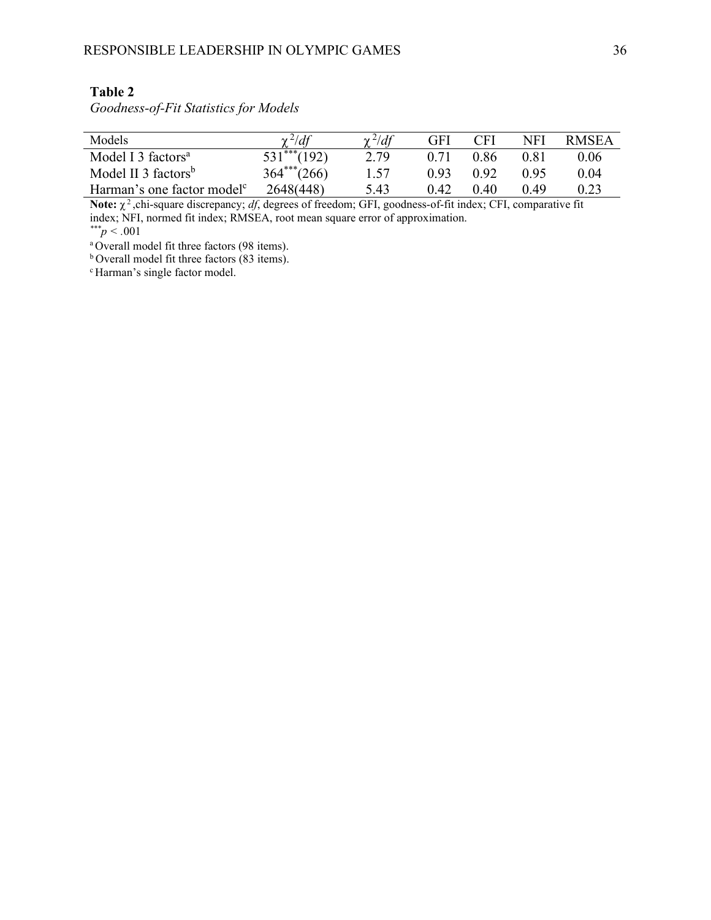**Table 2**

*Goodness-of-Fit Statistics for Models*

| Models | $\chi^2/df$ | $\chi^2/df$ | GFI | CFI | NFI | RMSEA |
|---|---|---|---|---|---|---|
| Model I 3 factors[a] | $531^{***}(192)$ | 2.79 | 0.71 | 0.86 | 0.81 | 0.06 |
| Model II 3 factors[b] | $364^{***}(266)$ | 1.57 | 0.93 | 0.92 | 0.95 | 0.04 |
| Harman's one factor model[c] | 2648(448) | 5.43 | 0.42 | 0.40 | 0.49 | 0.23 |

**Note:** $\chi^2$, chi-square discrepancy; *df*, degrees of freedom; GFI, goodness-of-fit index; CFI, comparative fit index; NFI, normed fit index; RMSEA, root mean square error of approximation.

$^{***}p < .001$

[a] Overall model fit three factors (98 items).

[b] Overall model fit three factors (83 items).

[c] Harman's single factor model.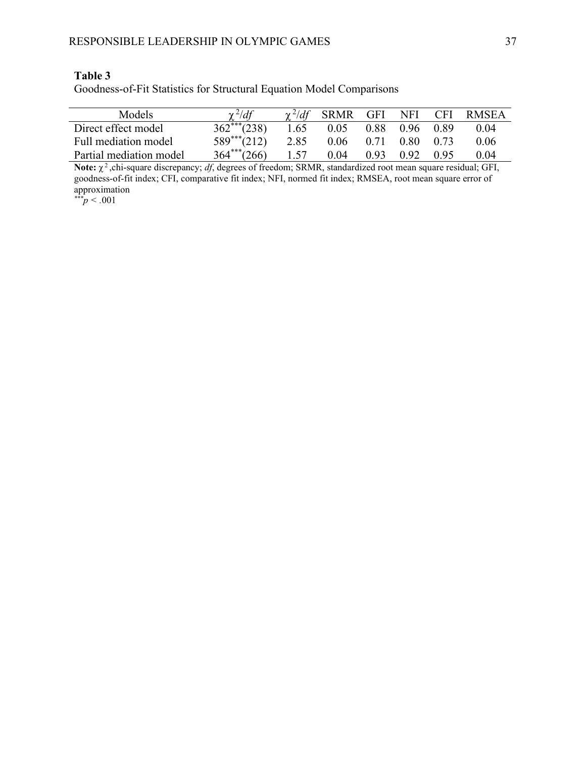**Table 3**

Goodness-of-Fit Statistics for Structural Equation Model Comparisons

| Models | $\chi^2/df$ | $\chi^2/df$ | SRMR | GFI | NFI | CFI | RMSEA |
|---|---|---|---|---|---|---|---|
| Direct effect model | $362^{***}(238)$ | 1.65 | 0.05 | 0.88 | 0.96 | 0.89 | 0.04 |
| Full mediation model | $589^{***}(212)$ | 2.85 | 0.06 | 0.71 | 0.80 | 0.73 | 0.06 |
| Partial mediation model | $364^{***}(266)$ | 1.57 | 0.04 | 0.93 | 0.92 | 0.95 | 0.04 |

**Note:** $\chi^2$, chi-square discrepancy; *df*, degrees of freedom; SRMR, standardized root mean square residual; GFI, goodness-of-fit index; CFI, comparative fit index; NFI, normed fit index; RMSEA, root mean square error of approximation

$^{***}p < .001$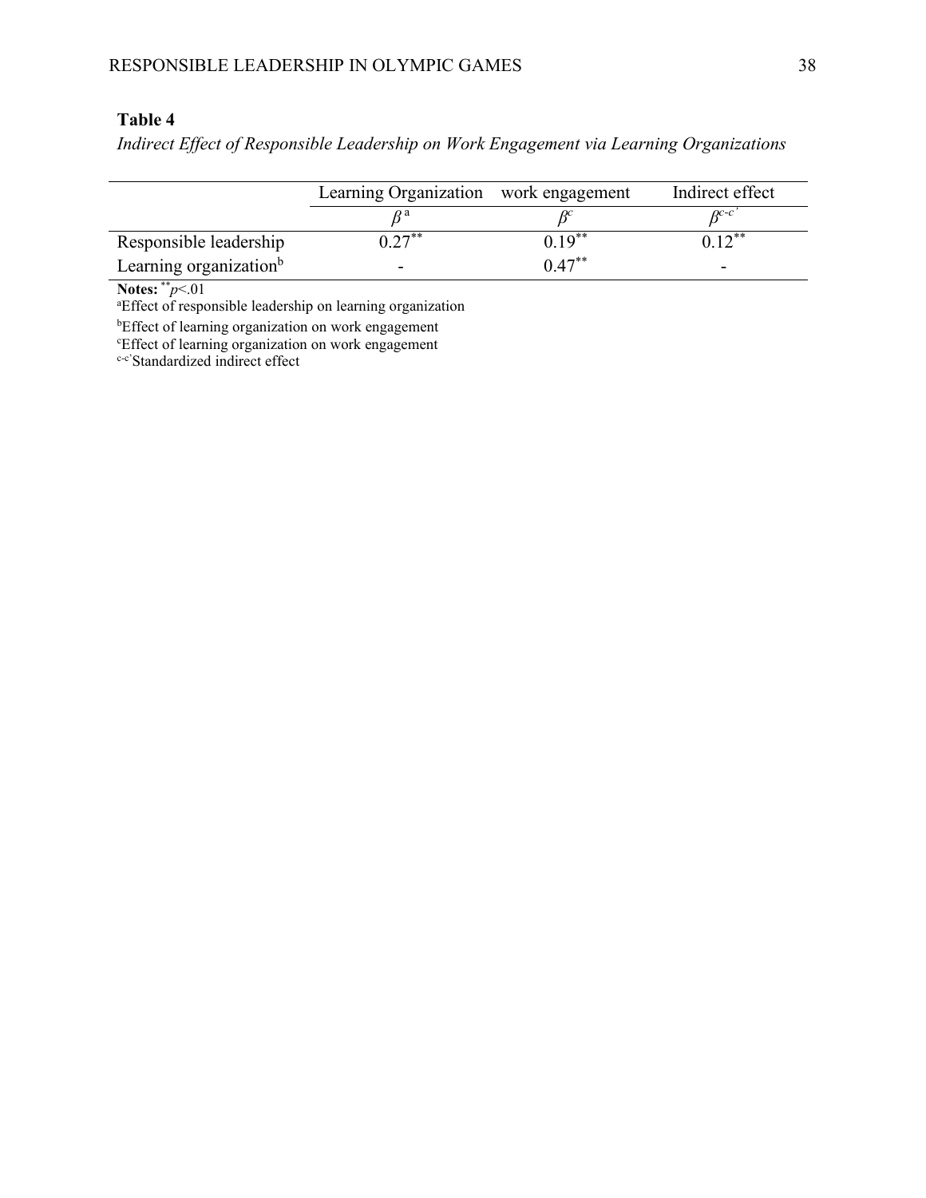**Table 4**

*Indirect Effect of Responsible Leadership on Work Engagement via Learning Organizations*

| | Learning Organization | work engagement | Indirect effect |
|---|---|---|---|
| | $\beta^{a}$ | $\beta^{c}$ | $\beta^{c\text{-}c'}$ |
| Responsible leadership | $0.27^{**}$ | $0.19^{**}$ | $0.12^{**}$ |
| Learning organization[b] | - | $0.47^{**}$ | - |

**Notes:** $^{**}p<.01$

[a]Effect of responsible leadership on learning organization

[b]Effect of learning organization on work engagement

[c]Effect of learning organization on work engagement

[c-c']Standardized indirect effect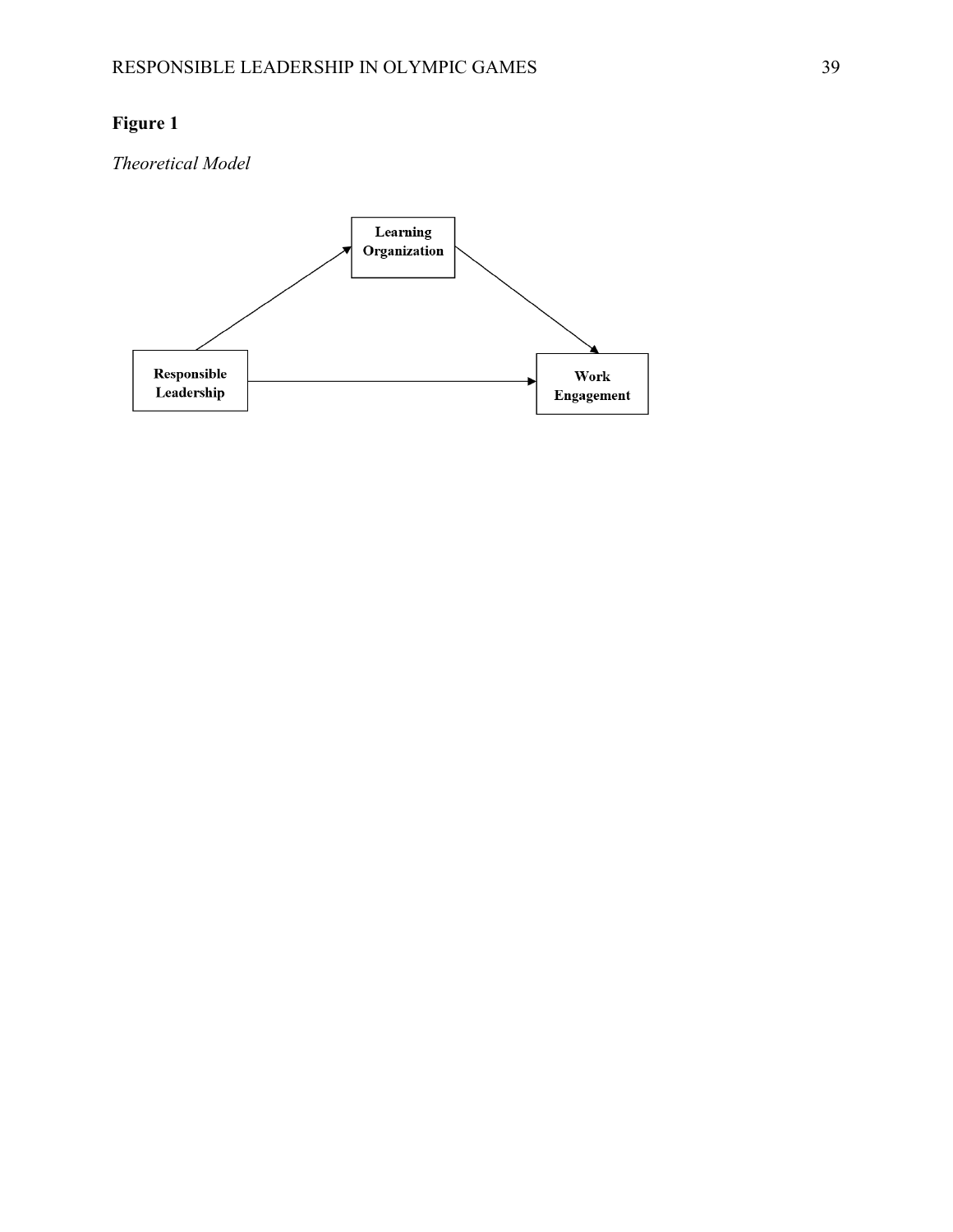**Figure 1**

*Theoretical Model*

Learning Organization

Responsible Leadership

Work Engagement